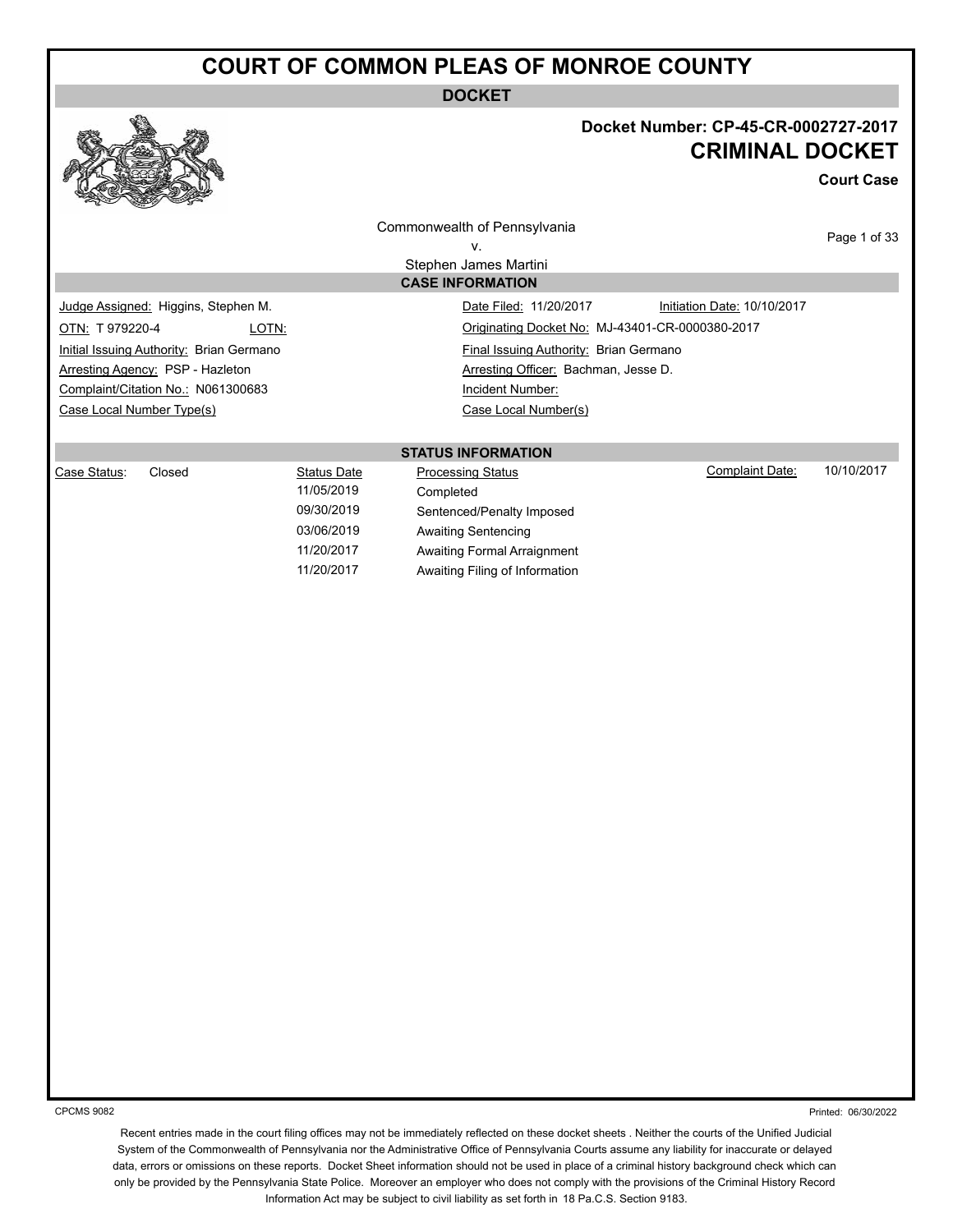# COURT OF COMMON PLEAS OF MONROE COUNTY

**DOCKET**

**Docket Number: CP-45-CR-0002727-2017**

## CRIMINAL DOCKET

**Court Case**

Commonwealth of Pennsylvania
v.
Stephen James Martini

### CASE INFORMATION

| | |
|---|---|
| Judge Assigned: Higgins, Stephen M. | Date Filed: 11/20/2017 &nbsp;&nbsp; Initiation Date: 10/10/2017 |
| OTN: T 979220-4 &nbsp;&nbsp; LOTN: | Originating Docket No: MJ-43401-CR-0000380-2017 |
| Initial Issuing Authority: Brian Germano | Final Issuing Authority: Brian Germano |
| Arresting Agency: PSP - Hazleton | Arresting Officer: Bachman, Jesse D. |
| Complaint/Citation No.: N061300683 | Incident Number: |
| Case Local Number Type(s) | Case Local Number(s) |

### STATUS INFORMATION

Case Status: Closed

Complaint Date: 10/10/2017

| Status Date | Processing Status |
|---|---|
| 11/05/2019 | Completed |
| 09/30/2019 | Sentenced/Penalty Imposed |
| 03/06/2019 | Awaiting Sentencing |
| 11/20/2017 | Awaiting Formal Arraignment |
| 11/20/2017 | Awaiting Filing of Information |

CPCMS 9082 &nbsp;&nbsp; Printed: 06/30/2022

Recent entries made in the court filing offices may not be immediately reflected on these docket sheets . Neither the courts of the Unified Judicial System of the Commonwealth of Pennsylvania nor the Administrative Office of Pennsylvania Courts assume any liability for inaccurate or delayed data, errors or omissions on these reports. Docket Sheet information should not be used in place of a criminal history background check which can only be provided by the Pennsylvania State Police. Moreover an employer who does not comply with the provisions of the Criminal History Record Information Act may be subject to civil liability as set forth in 18 Pa.C.S. Section 9183.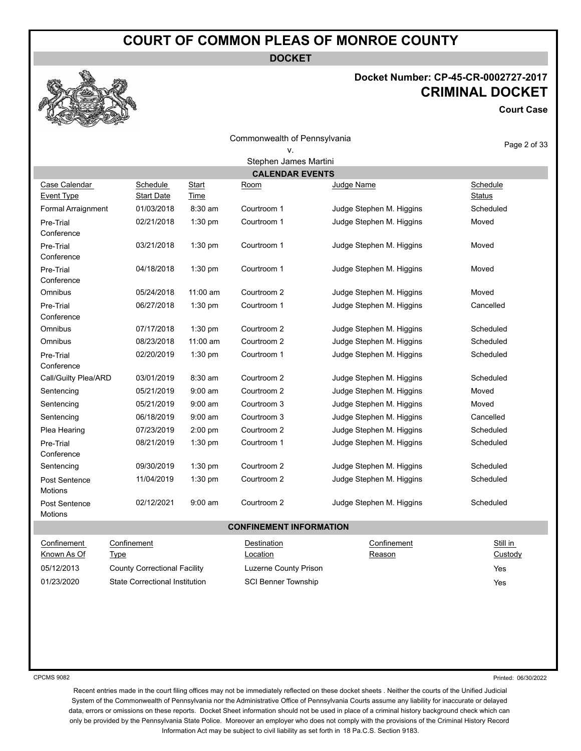# COURT OF COMMON PLEAS OF MONROE COUNTY

**DOCKET**

**Docket Number: CP-45-CR-0002727-2017**

**CRIMINAL DOCKET**

**Court Case**

Commonwealth of Pennsylvania
v.
Stephen James Martini

## CALENDAR EVENTS

| Case Calendar Event Type | Schedule Start Date | Start Time | Room | Judge Name | Schedule Status |
|---|---|---|---|---|---|
| Formal Arraignment | 01/03/2018 | 8:30 am | Courtroom 1 | Judge Stephen M. Higgins | Scheduled |
| Pre-Trial Conference | 02/21/2018 | 1:30 pm | Courtroom 1 | Judge Stephen M. Higgins | Moved |
| Pre-Trial Conference | 03/21/2018 | 1:30 pm | Courtroom 1 | Judge Stephen M. Higgins | Moved |
| Pre-Trial Conference | 04/18/2018 | 1:30 pm | Courtroom 1 | Judge Stephen M. Higgins | Moved |
| Omnibus | 05/24/2018 | 11:00 am | Courtroom 2 | Judge Stephen M. Higgins | Moved |
| Pre-Trial Conference | 06/27/2018 | 1:30 pm | Courtroom 1 | Judge Stephen M. Higgins | Cancelled |
| Omnibus | 07/17/2018 | 1:30 pm | Courtroom 2 | Judge Stephen M. Higgins | Scheduled |
| Omnibus | 08/23/2018 | 11:00 am | Courtroom 2 | Judge Stephen M. Higgins | Scheduled |
| Pre-Trial Conference | 02/20/2019 | 1:30 pm | Courtroom 1 | Judge Stephen M. Higgins | Scheduled |
| Call/Guilty Plea/ARD | 03/01/2019 | 8:30 am | Courtroom 2 | Judge Stephen M. Higgins | Scheduled |
| Sentencing | 05/21/2019 | 9:00 am | Courtroom 2 | Judge Stephen M. Higgins | Moved |
| Sentencing | 05/21/2019 | 9:00 am | Courtroom 3 | Judge Stephen M. Higgins | Moved |
| Sentencing | 06/18/2019 | 9:00 am | Courtroom 3 | Judge Stephen M. Higgins | Cancelled |
| Plea Hearing | 07/23/2019 | 2:00 pm | Courtroom 2 | Judge Stephen M. Higgins | Scheduled |
| Pre-Trial Conference | 08/21/2019 | 1:30 pm | Courtroom 1 | Judge Stephen M. Higgins | Scheduled |
| Sentencing | 09/30/2019 | 1:30 pm | Courtroom 2 | Judge Stephen M. Higgins | Scheduled |
| Post Sentence Motions | 11/04/2019 | 1:30 pm | Courtroom 2 | Judge Stephen M. Higgins | Scheduled |
| Post Sentence Motions | 02/12/2021 | 9:00 am | Courtroom 2 | Judge Stephen M. Higgins | Scheduled |

## CONFINEMENT INFORMATION

| Confinement Known As Of | Confinement Type | Destination Location | Confinement Reason | Still in Custody |
|---|---|---|---|---|
| 05/12/2013 | County Correctional Facility | Luzerne County Prison | | Yes |
| 01/23/2020 | State Correctional Institution | SCI Benner Township | | Yes |

CPCMS 9082

Printed: 06/30/2022

Recent entries made in the court filing offices may not be immediately reflected on these docket sheets . Neither the courts of the Unified Judicial System of the Commonwealth of Pennsylvania nor the Administrative Office of Pennsylvania Courts assume any liability for inaccurate or delayed data, errors or omissions on these reports. Docket Sheet information should not be used in place of a criminal history background check which can only be provided by the Pennsylvania State Police. Moreover an employer who does not comply with the provisions of the Criminal History Record Information Act may be subject to civil liability as set forth in 18 Pa.C.S. Section 9183.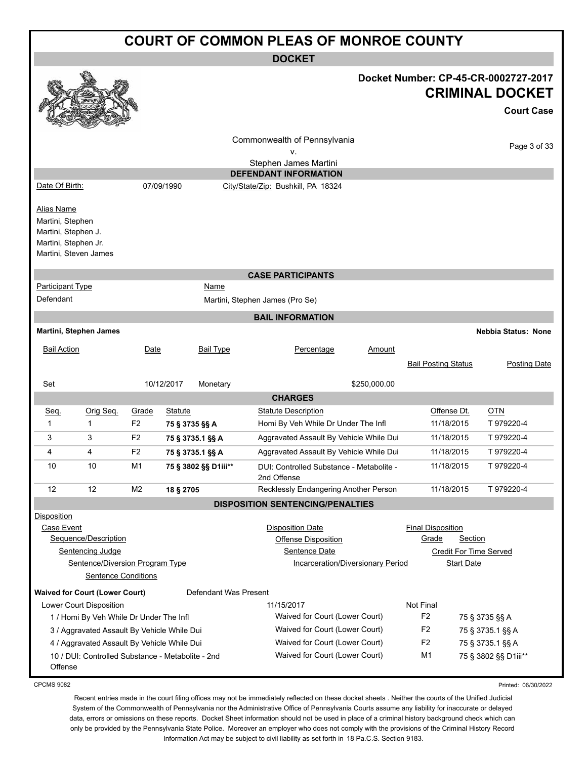# COURT OF COMMON PLEAS OF MONROE COUNTY

## DOCKET

**Docket Number: CP-45-CR-0002727-2017**

**CRIMINAL DOCKET**

**Court Case**

Commonwealth of Pennsylvania
v.
Stephen James Martini

### DEFENDANT INFORMATION

Date Of Birth: 07/09/1990 City/State/Zip: Bushkill, PA 18324

Alias Name
Martini, Stephen
Martini, Stephen J.
Martini, Stephen Jr.
Martini, Steven James

### CASE PARTICIPANTS

| Participant Type | Name |
|---|---|
| Defendant | Martini, Stephen James (Pro Se) |

### BAIL INFORMATION

**Martini, Stephen James** **Nebbia Status: None**

| Bail Action | Date | Bail Type | Percentage | Amount | Bail Posting Status | Posting Date |
|---|---|---|---|---|---|---|
| Set | 10/12/2017 | Monetary | | $250,000.00 | | |

### CHARGES

| Seq. | Orig Seq. | Grade | Statute | Statute Description | Offense Dt. | OTN |
|---|---|---|---|---|---|---|
| 1 | 1 | F2 | **75 § 3735 §§ A** | Homi By Veh While Dr Under The Infl | 11/18/2015 | T 979220-4 |
| 3 | 3 | F2 | **75 § 3735.1 §§ A** | Aggravated Assault By Vehicle While Dui | 11/18/2015 | T 979220-4 |
| 4 | 4 | F2 | **75 § 3735.1 §§ A** | Aggravated Assault By Vehicle While Dui | 11/18/2015 | T 979220-4 |
| 10 | 10 | M1 | **75 § 3802 §§ D1iii**** | DUI: Controlled Substance - Metabolite - 2nd Offense | 11/18/2015 | T 979220-4 |
| 12 | 12 | M2 | **18 § 2705** | Recklessly Endangering Another Person | 11/18/2015 | T 979220-4 |

### DISPOSITION SENTENCING/PENALTIES

Disposition
- Case Event
  - Sequence/Description
    - Sentencing Judge
      - Sentence/Diversion Program Type
        - Sentence Conditions

Disposition Date / Offense Disposition / Sentence Date / Incarceration/Diversionary Period

Final Disposition / Grade / Section / Credit For Time Served / Start Date

**Waived for Court (Lower Court)** Defendant Was Present

| Lower Court Disposition | 11/15/2017 | Not Final | |
|---|---|---|---|
| 1 / Homi By Veh While Dr Under The Infl | Waived for Court (Lower Court) | F2 | 75 § 3735 §§ A |
| 3 / Aggravated Assault By Vehicle While Dui | Waived for Court (Lower Court) | F2 | 75 § 3735.1 §§ A |
| 4 / Aggravated Assault By Vehicle While Dui | Waived for Court (Lower Court) | F2 | 75 § 3735.1 §§ A |
| 10 / DUI: Controlled Substance - Metabolite - 2nd Offense | Waived for Court (Lower Court) | M1 | 75 § 3802 §§ D1iii** |

CPCMS 9082 Printed: 06/30/2022

Recent entries made in the court filing offices may not be immediately reflected on these docket sheets . Neither the courts of the Unified Judicial System of the Commonwealth of Pennsylvania nor the Administrative Office of Pennsylvania Courts assume any liability for inaccurate or delayed data, errors or omissions on these reports. Docket Sheet information should not be used in place of a criminal history background check which can only be provided by the Pennsylvania State Police. Moreover an employer who does not comply with the provisions of the Criminal History Record Information Act may be subject to civil liability as set forth in 18 Pa.C.S. Section 9183.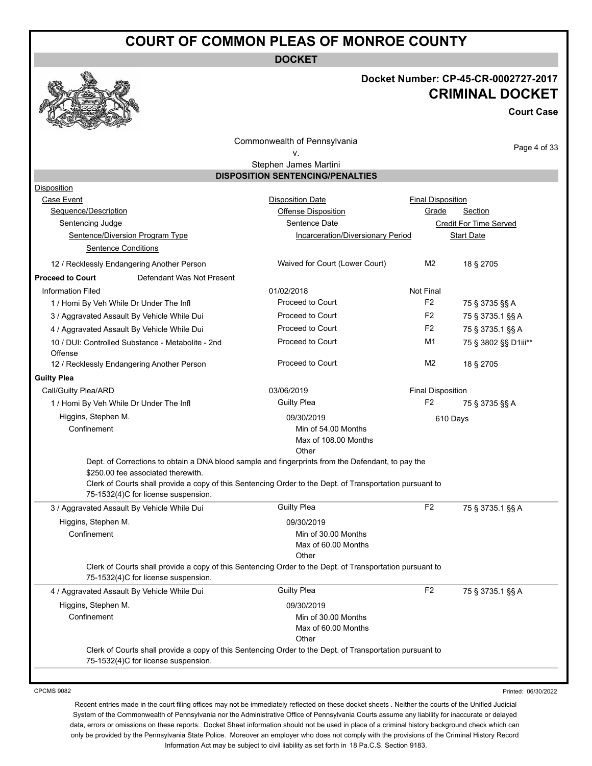# COURT OF COMMON PLEAS OF MONROE COUNTY

**DOCKET**

**Docket Number: CP-45-CR-0002727-2017**

**CRIMINAL DOCKET**

**Court Case**

Commonwealth of Pennsylvania
v.
Stephen James Martini

## DISPOSITION SENTENCING/PENALTIES

| Disposition | | | |
|---|---|---|---|
| Case Event | Disposition Date | Final Disposition | |
| Sequence/Description | Offense Disposition | Grade | Section |
| Sentencing Judge | Sentence Date | Credit For Time Served | |
| Sentence/Diversion Program Type | Incarceration/Diversionary Period | Start Date | |
| Sentence Conditions | | | |
| 12 / Recklessly Endangering Another Person | Waived for Court (Lower Court) | M2 | 18 § 2705 |
| **Proceed to Court** — Defendant Was Not Present | | | |
| Information Filed | 01/02/2018 | Not Final | |
| 1 / Homi By Veh While Dr Under The Infl | Proceed to Court | F2 | 75 § 3735 §§ A |
| 3 / Aggravated Assault By Vehicle While Dui | Proceed to Court | F2 | 75 § 3735.1 §§ A |
| 4 / Aggravated Assault By Vehicle While Dui | Proceed to Court | F2 | 75 § 3735.1 §§ A |
| 10 / DUI: Controlled Substance - Metabolite - 2nd Offense | Proceed to Court | M1 | 75 § 3802 §§ D1iii** |
| 12 / Recklessly Endangering Another Person | Proceed to Court | M2 | 18 § 2705 |
| **Guilty Plea** | | | |
| Call/Guilty Plea/ARD | 03/06/2019 | Final Disposition | |
| 1 / Homi By Veh While Dr Under The Infl | Guilty Plea | F2 | 75 § 3735 §§ A |
| Higgins, Stephen M. | 09/30/2019 | 610 Days | |
| Confinement | Min of 54.00 Months<br>Max of 108.00 Months<br>Other | | |

Dept. of Corrections to obtain a DNA blood sample and fingerprints from the Defendant, to pay the $250.00 fee associated therewith.
Clerk of Courts shall provide a copy of this Sentencing Order to the Dept. of Transportation pursuant to 75-1532(4)C for license suspension.

| | | | |
|---|---|---|---|
| 3 / Aggravated Assault By Vehicle While Dui | Guilty Plea | F2 | 75 § 3735.1 §§ A |
| Higgins, Stephen M. | 09/30/2019 | | |
| Confinement | Min of 30.00 Months<br>Max of 60.00 Months<br>Other | | |

Clerk of Courts shall provide a copy of this Sentencing Order to the Dept. of Transportation pursuant to 75-1532(4)C for license suspension.

| | | | |
|---|---|---|---|
| 4 / Aggravated Assault By Vehicle While Dui | Guilty Plea | F2 | 75 § 3735.1 §§ A |
| Higgins, Stephen M. | 09/30/2019 | | |
| Confinement | Min of 30.00 Months<br>Max of 60.00 Months<br>Other | | |

Clerk of Courts shall provide a copy of this Sentencing Order to the Dept. of Transportation pursuant to 75-1532(4)C for license suspension.

CPCMS 9082

Printed: 06/30/2022

Recent entries made in the court filing offices may not be immediately reflected on these docket sheets . Neither the courts of the Unified Judicial System of the Commonwealth of Pennsylvania nor the Administrative Office of Pennsylvania Courts assume any liability for inaccurate or delayed data, errors or omissions on these reports. Docket Sheet information should not be used in place of a criminal history background check which can only be provided by the Pennsylvania State Police. Moreover an employer who does not comply with the provisions of the Criminal History Record Information Act may be subject to civil liability as set forth in 18 Pa.C.S. Section 9183.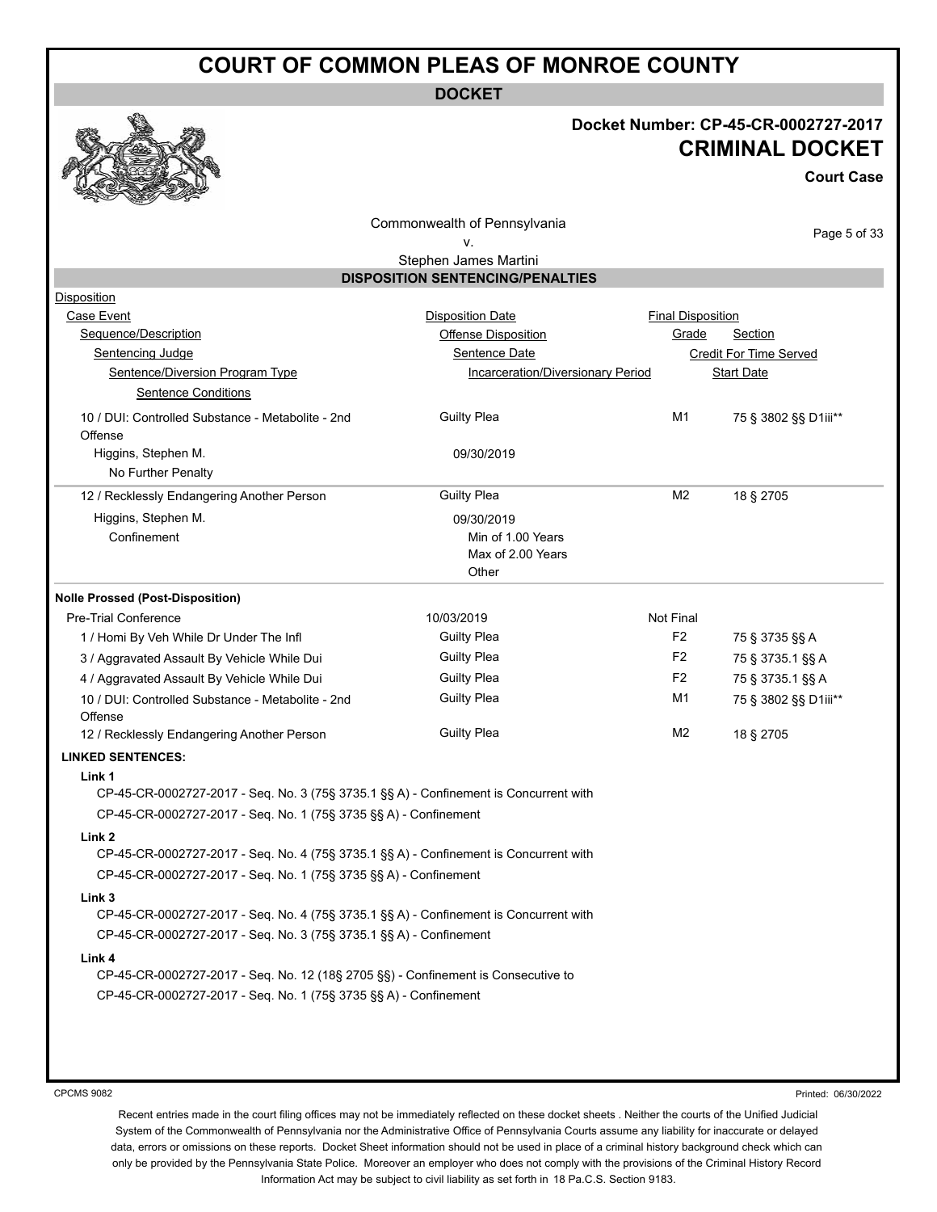# COURT OF COMMON PLEAS OF MONROE COUNTY

**DOCKET**

**Docket Number: CP-45-CR-0002727-2017**

**CRIMINAL DOCKET**

**Court Case**

Commonwealth of Pennsylvania
v.
Stephen James Martini

## DISPOSITION SENTENCING/PENALTIES

| Disposition | | | |
|---|---|---|---|
| Case Event | Disposition Date | Final Disposition | |
| Sequence/Description | Offense Disposition | Grade | Section |
| Sentencing Judge | Sentence Date | Credit For Time Served | |
| Sentence/Diversion Program Type | Incarceration/Diversionary Period | Start Date | |
| Sentence Conditions | | | |
| 10 / DUI: Controlled Substance - Metabolite - 2nd Offense | Guilty Plea | M1 | 75 § 3802 §§ D1iii** |
| Higgins, Stephen M. | 09/30/2019 | | |
| No Further Penalty | | | |
| 12 / Recklessly Endangering Another Person | Guilty Plea | M2 | 18 § 2705 |
| Higgins, Stephen M. | 09/30/2019 | | |
| Confinement | Min of 1.00 Years<br>Max of 2.00 Years<br>Other | | |

**Nolle Prossed (Post-Disposition)**

| | | | |
|---|---|---|---|
| Pre-Trial Conference | 10/03/2019 | Not Final | |
| 1 / Homi By Veh While Dr Under The Infl | Guilty Plea | F2 | 75 § 3735 §§ A |
| 3 / Aggravated Assault By Vehicle While Dui | Guilty Plea | F2 | 75 § 3735.1 §§ A |
| 4 / Aggravated Assault By Vehicle While Dui | Guilty Plea | F2 | 75 § 3735.1 §§ A |
| 10 / DUI: Controlled Substance - Metabolite - 2nd Offense | Guilty Plea | M1 | 75 § 3802 §§ D1iii** |
| 12 / Recklessly Endangering Another Person | Guilty Plea | M2 | 18 § 2705 |

**LINKED SENTENCES:**

**Link 1**

CP-45-CR-0002727-2017 - Seq. No. 3 (75§ 3735.1 §§ A) - Confinement is Concurrent with
CP-45-CR-0002727-2017 - Seq. No. 1 (75§ 3735 §§ A) - Confinement

**Link 2**

CP-45-CR-0002727-2017 - Seq. No. 4 (75§ 3735.1 §§ A) - Confinement is Concurrent with
CP-45-CR-0002727-2017 - Seq. No. 1 (75§ 3735 §§ A) - Confinement

**Link 3**

CP-45-CR-0002727-2017 - Seq. No. 4 (75§ 3735.1 §§ A) - Confinement is Concurrent with
CP-45-CR-0002727-2017 - Seq. No. 3 (75§ 3735.1 §§ A) - Confinement

**Link 4**

CP-45-CR-0002727-2017 - Seq. No. 12 (18§ 2705 §§) - Confinement is Consecutive to
CP-45-CR-0002727-2017 - Seq. No. 1 (75§ 3735 §§ A) - Confinement

CPCMS 9082

Printed: 06/30/2022

Recent entries made in the court filing offices may not be immediately reflected on these docket sheets . Neither the courts of the Unified Judicial System of the Commonwealth of Pennsylvania nor the Administrative Office of Pennsylvania Courts assume any liability for inaccurate or delayed data, errors or omissions on these reports. Docket Sheet information should not be used in place of a criminal history background check which can only be provided by the Pennsylvania State Police. Moreover an employer who does not comply with the provisions of the Criminal History Record Information Act may be subject to civil liability as set forth in 18 Pa.C.S. Section 9183.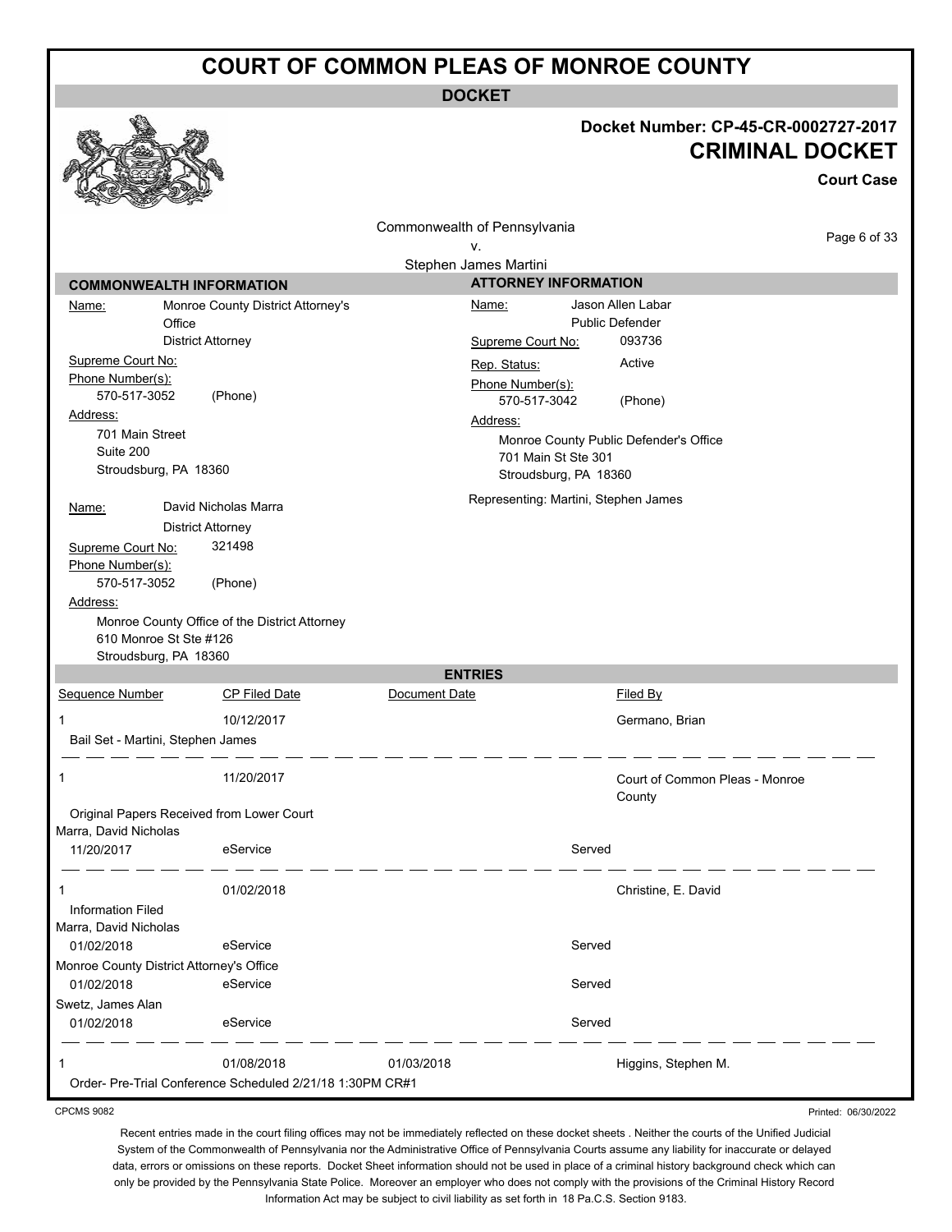# COURT OF COMMON PLEAS OF MONROE COUNTY

**DOCKET**

## Docket Number: CP-45-CR-0002727-2017
## CRIMINAL DOCKET

**Court Case**

Commonwealth of Pennsylvania
v.
Stephen James Martini

### COMMONWEALTH INFORMATION

**Name:** Monroe County District Attorney's Office
District Attorney

**Supreme Court No:**

**Phone Number(s):**
570-517-3052 (Phone)

**Address:**
701 Main Street
Suite 200
Stroudsburg, PA 18360

**Name:** David Nicholas Marra
District Attorney

**Supreme Court No:** 321498

**Phone Number(s):**
570-517-3052 (Phone)

**Address:**
Monroe County Office of the District Attorney
610 Monroe St Ste #126
Stroudsburg, PA 18360

### ATTORNEY INFORMATION

**Name:** Jason Allen Labar
Public Defender

**Supreme Court No:** 093736

**Rep. Status:** Active

**Phone Number(s):**
570-517-3042 (Phone)

**Address:**
Monroe County Public Defender's Office
701 Main St Ste 301
Stroudsburg, PA 18360

Representing: Martini, Stephen James

### ENTRIES

| Sequence Number | CP Filed Date | Document Date | Filed By |
|---|---|---|---|
| 1 | 10/12/2017 | | Germano, Brian |
| Bail Set - Martini, Stephen James | | | |
| 1 | 11/20/2017 | | Court of Common Pleas - Monroe County |
| Original Papers Received from Lower Court | | | |
| Marra, David Nicholas | | | |
| 11/20/2017 | eService | | Served |
| 1 | 01/02/2018 | | Christine, E. David |
| Information Filed | | | |
| Marra, David Nicholas | | | |
| 01/02/2018 | eService | | Served |
| Monroe County District Attorney's Office | | | |
| 01/02/2018 | eService | | Served |
| Swetz, James Alan | | | |
| 01/02/2018 | eService | | Served |
| 1 | 01/08/2018 | 01/03/2018 | Higgins, Stephen M. |
| Order- Pre-Trial Conference Scheduled 2/21/18 1:30PM CR#1 | | | |

CPCMS 9082

Printed: 06/30/2022

Recent entries made in the court filing offices may not be immediately reflected on these docket sheets . Neither the courts of the Unified Judicial System of the Commonwealth of Pennsylvania nor the Administrative Office of Pennsylvania Courts assume any liability for inaccurate or delayed data, errors or omissions on these reports. Docket Sheet information should not be used in place of a criminal history background check which can only be provided by the Pennsylvania State Police. Moreover an employer who does not comply with the provisions of the Criminal History Record Information Act may be subject to civil liability as set forth in 18 Pa.C.S. Section 9183.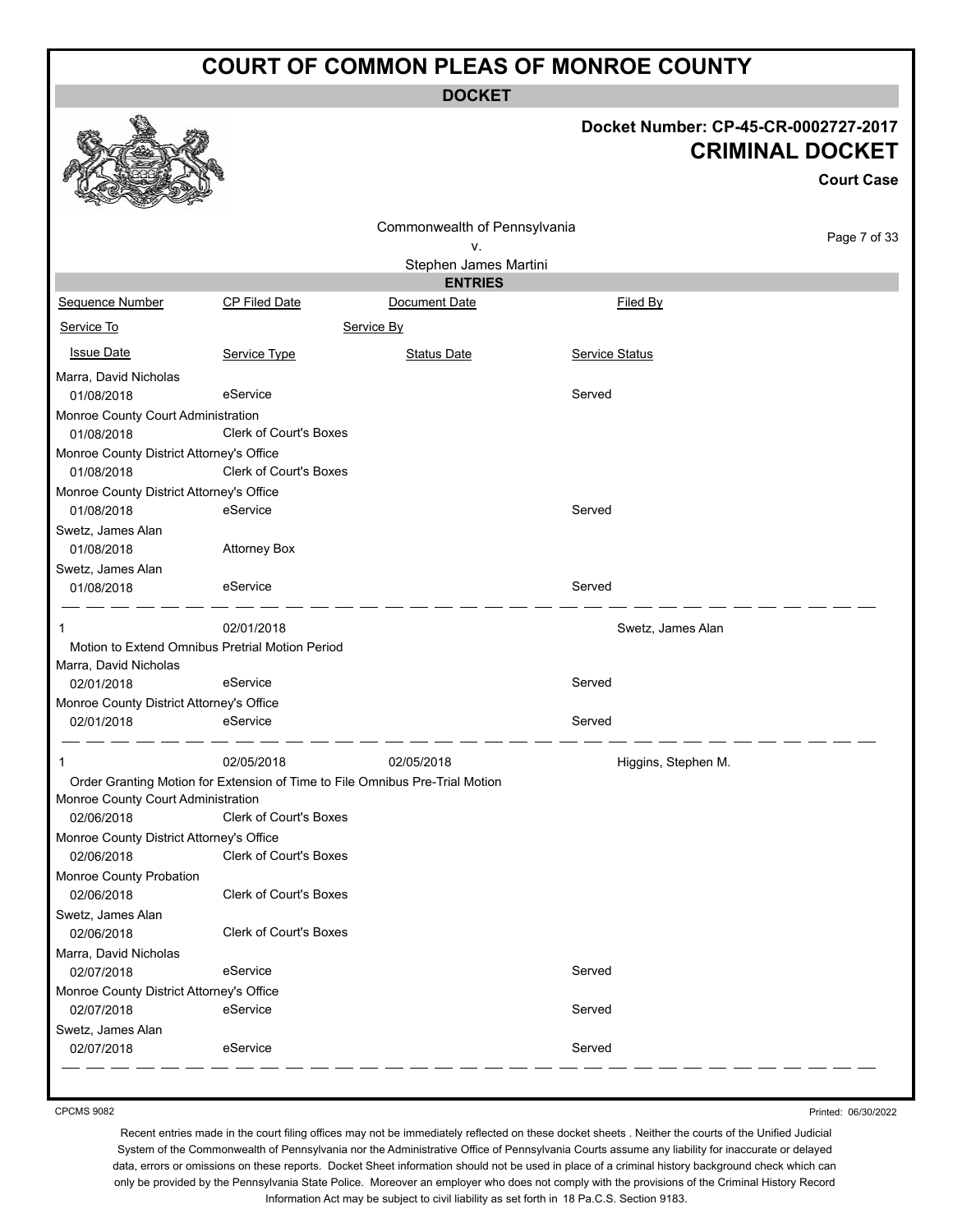# COURT OF COMMON PLEAS OF MONROE COUNTY

## DOCKET

**Docket Number: CP-45-CR-0002727-2017**

**CRIMINAL DOCKET**

**Court Case**

Commonwealth of Pennsylvania
v.
Stephen James Martini

## ENTRIES

| Sequence Number | CP Filed Date | Document Date | Filed By |
|---|---|---|---|
| Service To | | Service By | |
| Issue Date | Service Type | Status Date | Service Status |
| Marra, David Nicholas | | | |
| 01/08/2018 | eService | | Served |
| Monroe County Court Administration | | | |
| 01/08/2018 | Clerk of Court's Boxes | | |
| Monroe County District Attorney's Office | | | |
| 01/08/2018 | Clerk of Court's Boxes | | |
| Monroe County District Attorney's Office | | | |
| 01/08/2018 | eService | | Served |
| Swetz, James Alan | | | |
| 01/08/2018 | Attorney Box | | |
| Swetz, James Alan | | | |
| 01/08/2018 | eService | | Served |
| 1 | 02/01/2018 | | Swetz, James Alan |
| Motion to Extend Omnibus Pretrial Motion Period | | | |
| Marra, David Nicholas | | | |
| 02/01/2018 | eService | | Served |
| Monroe County District Attorney's Office | | | |
| 02/01/2018 | eService | | Served |
| 1 | 02/05/2018 | 02/05/2018 | Higgins, Stephen M. |
| Order Granting Motion for Extension of Time to File Omnibus Pre-Trial Motion | | | |
| Monroe County Court Administration | | | |
| 02/06/2018 | Clerk of Court's Boxes | | |
| Monroe County District Attorney's Office | | | |
| 02/06/2018 | Clerk of Court's Boxes | | |
| Monroe County Probation | | | |
| 02/06/2018 | Clerk of Court's Boxes | | |
| Swetz, James Alan | | | |
| 02/06/2018 | Clerk of Court's Boxes | | |
| Marra, David Nicholas | | | |
| 02/07/2018 | eService | | Served |
| Monroe County District Attorney's Office | | | |
| 02/07/2018 | eService | | Served |
| Swetz, James Alan | | | |
| 02/07/2018 | eService | | Served |

CPCMS 9082

Printed: 06/30/2022

Recent entries made in the court filing offices may not be immediately reflected on these docket sheets . Neither the courts of the Unified Judicial System of the Commonwealth of Pennsylvania nor the Administrative Office of Pennsylvania Courts assume any liability for inaccurate or delayed data, errors or omissions on these reports. Docket Sheet information should not be used in place of a criminal history background check which can only be provided by the Pennsylvania State Police. Moreover an employer who does not comply with the provisions of the Criminal History Record Information Act may be subject to civil liability as set forth in 18 Pa.C.S. Section 9183.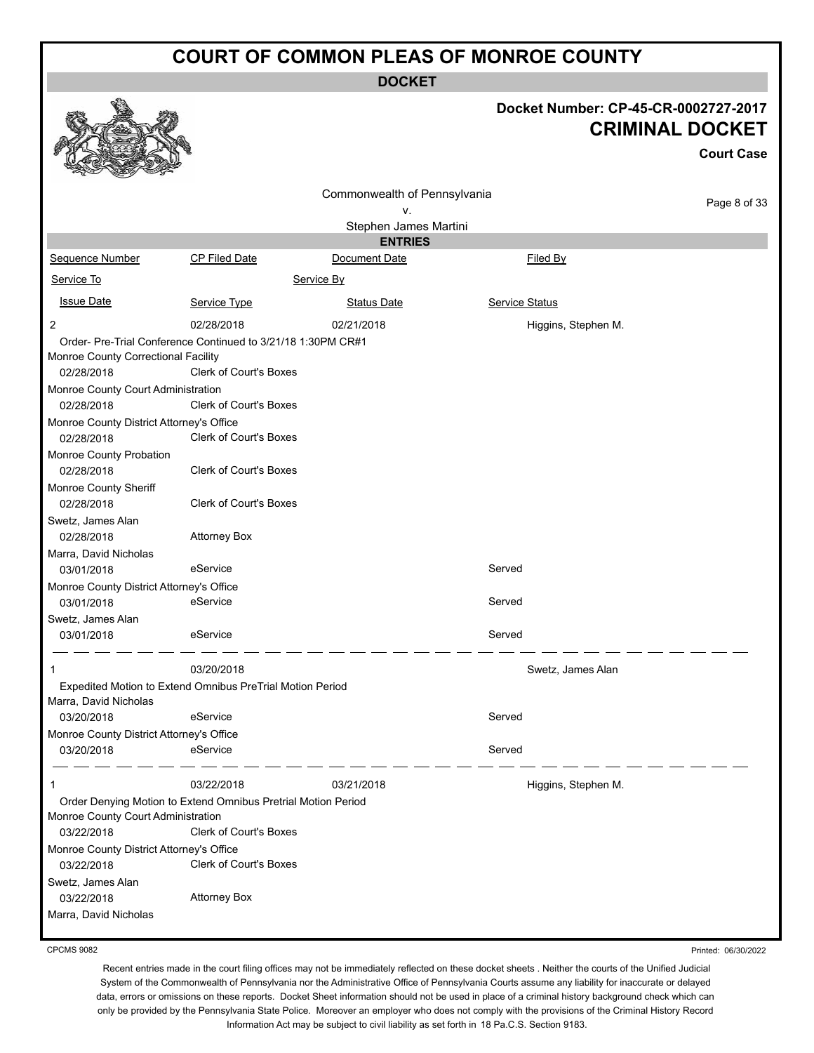# COURT OF COMMON PLEAS OF MONROE COUNTY

**DOCKET**

**Docket Number: CP-45-CR-0002727-2017**

**CRIMINAL DOCKET**

**Court Case**

Commonwealth of Pennsylvania
v.
Stephen James Martini

**ENTRIES**

| Sequence Number | CP Filed Date | Document Date | Filed By |
|---|---|---|---|
| Service To | | Service By | |
| Issue Date | Service Type | Status Date | Service Status |
| 2 | 02/28/2018 | 02/21/2018 | Higgins, Stephen M. |
| Order- Pre-Trial Conference Continued to 3/21/18 1:30PM CR#1 | | | |
| Monroe County Correctional Facility | | | |
| 02/28/2018 | Clerk of Court's Boxes | | |
| Monroe County Court Administration | | | |
| 02/28/2018 | Clerk of Court's Boxes | | |
| Monroe County District Attorney's Office | | | |
| 02/28/2018 | Clerk of Court's Boxes | | |
| Monroe County Probation | | | |
| 02/28/2018 | Clerk of Court's Boxes | | |
| Monroe County Sheriff | | | |
| 02/28/2018 | Clerk of Court's Boxes | | |
| Swetz, James Alan | | | |
| 02/28/2018 | Attorney Box | | |
| Marra, David Nicholas | | | |
| 03/01/2018 | eService | | Served |
| Monroe County District Attorney's Office | | | |
| 03/01/2018 | eService | | Served |
| Swetz, James Alan | | | |
| 03/01/2018 | eService | | Served |
| 1 | 03/20/2018 | | Swetz, James Alan |
| Expedited Motion to Extend Omnibus PreTrial Motion Period | | | |
| Marra, David Nicholas | | | |
| 03/20/2018 | eService | | Served |
| Monroe County District Attorney's Office | | | |
| 03/20/2018 | eService | | Served |
| 1 | 03/22/2018 | 03/21/2018 | Higgins, Stephen M. |
| Order Denying Motion to Extend Omnibus Pretrial Motion Period | | | |
| Monroe County Court Administration | | | |
| 03/22/2018 | Clerk of Court's Boxes | | |
| Monroe County District Attorney's Office | | | |
| 03/22/2018 | Clerk of Court's Boxes | | |
| Swetz, James Alan | | | |
| 03/22/2018 | Attorney Box | | |
| Marra, David Nicholas | | | |

CPCMS 9082

Printed: 06/30/2022

Recent entries made in the court filing offices may not be immediately reflected on these docket sheets . Neither the courts of the Unified Judicial System of the Commonwealth of Pennsylvania nor the Administrative Office of Pennsylvania Courts assume any liability for inaccurate or delayed data, errors or omissions on these reports. Docket Sheet information should not be used in place of a criminal history background check which can only be provided by the Pennsylvania State Police. Moreover an employer who does not comply with the provisions of the Criminal History Record Information Act may be subject to civil liability as set forth in 18 Pa.C.S. Section 9183.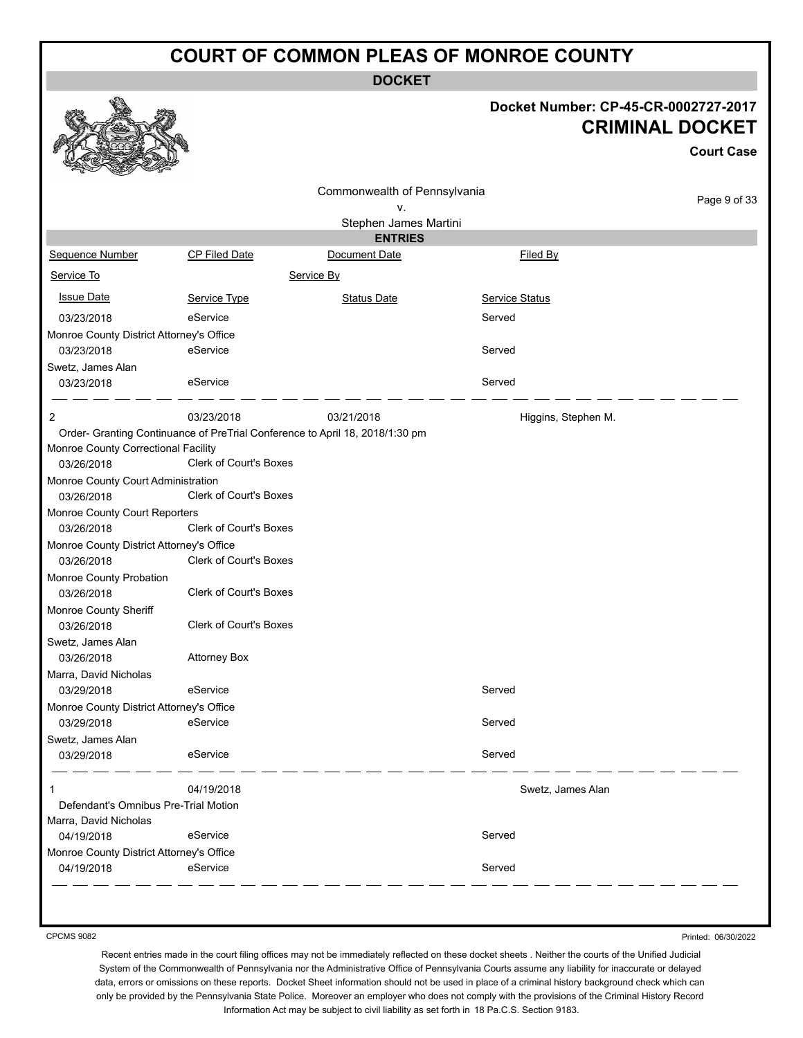# COURT OF COMMON PLEAS OF MONROE COUNTY

## DOCKET

**Docket Number: CP-45-CR-0002727-2017**

**CRIMINAL DOCKET**

**Court Case**

Commonwealth of Pennsylvania
v.
Stephen James Martini

### ENTRIES

| Sequence Number | CP Filed Date | Document Date | Filed By |
|---|---|---|---|
| Service To | | Service By | |
| Issue Date | Service Type | Status Date | Service Status |
| 03/23/2018 | eService | | Served |
| Monroe County District Attorney's Office | | | |
| 03/23/2018 | eService | | Served |
| Swetz, James Alan | | | |
| 03/23/2018 | eService | | Served |
| 2 | 03/23/2018 | 03/21/2018 | Higgins, Stephen M. |
| Order- Granting Continuance of PreTrial Conference to April 18, 2018/1:30 pm | | | |
| Monroe County Correctional Facility | | | |
| 03/26/2018 | Clerk of Court's Boxes | | |
| Monroe County Court Administration | | | |
| 03/26/2018 | Clerk of Court's Boxes | | |
| Monroe County Court Reporters | | | |
| 03/26/2018 | Clerk of Court's Boxes | | |
| Monroe County District Attorney's Office | | | |
| 03/26/2018 | Clerk of Court's Boxes | | |
| Monroe County Probation | | | |
| 03/26/2018 | Clerk of Court's Boxes | | |
| Monroe County Sheriff | | | |
| 03/26/2018 | Clerk of Court's Boxes | | |
| Swetz, James Alan | | | |
| 03/26/2018 | Attorney Box | | |
| Marra, David Nicholas | | | |
| 03/29/2018 | eService | | Served |
| Monroe County District Attorney's Office | | | |
| 03/29/2018 | eService | | Served |
| Swetz, James Alan | | | |
| 03/29/2018 | eService | | Served |
| 1 | 04/19/2018 | | Swetz, James Alan |
| Defendant's Omnibus Pre-Trial Motion | | | |
| Marra, David Nicholas | | | |
| 04/19/2018 | eService | | Served |
| Monroe County District Attorney's Office | | | |
| 04/19/2018 | eService | | Served |

CPCMS 9082

Printed: 06/30/2022

Recent entries made in the court filing offices may not be immediately reflected on these docket sheets . Neither the courts of the Unified Judicial System of the Commonwealth of Pennsylvania nor the Administrative Office of Pennsylvania Courts assume any liability for inaccurate or delayed data, errors or omissions on these reports. Docket Sheet information should not be used in place of a criminal history background check which can only be provided by the Pennsylvania State Police. Moreover an employer who does not comply with the provisions of the Criminal History Record Information Act may be subject to civil liability as set forth in 18 Pa.C.S. Section 9183.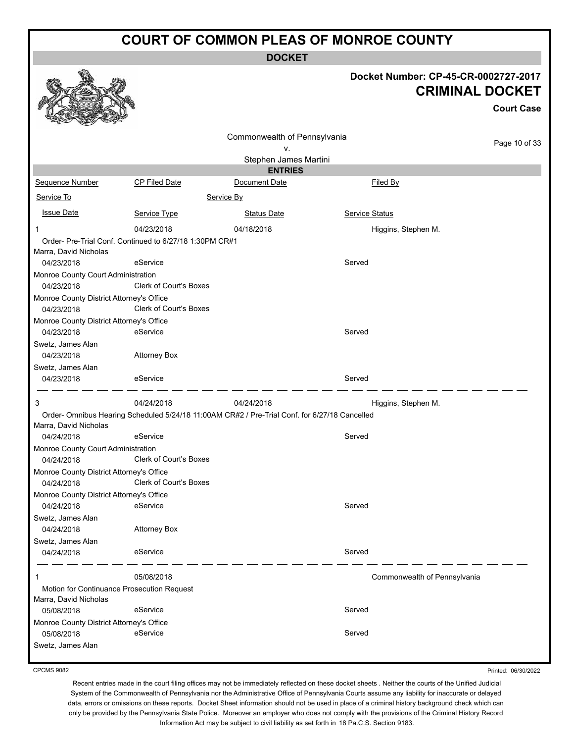# COURT OF COMMON PLEAS OF MONROE COUNTY

**DOCKET**

**Docket Number: CP-45-CR-0002727-2017**

**CRIMINAL DOCKET**

**Court Case**

Commonwealth of Pennsylvania
v.
Stephen James Martini

## ENTRIES

| Sequence Number | CP Filed Date | Document Date | Filed By |
|---|---|---|---|
| Service To | | Service By | |
| Issue Date | Service Type | Status Date | Service Status |

**1** — CP Filed Date: 04/23/2018 — Document Date: 04/18/2018 — Filed By: Higgins, Stephen M.

Order- Pre-Trial Conf. Continued to 6/27/18 1:30PM CR#1

| Service To | Issue Date | Service Type | Service Status |
|---|---|---|---|
| Marra, David Nicholas | 04/23/2018 | eService | Served |
| Monroe County Court Administration | 04/23/2018 | Clerk of Court's Boxes | |
| Monroe County District Attorney's Office | 04/23/2018 | Clerk of Court's Boxes | |
| Monroe County District Attorney's Office | 04/23/2018 | eService | Served |
| Swetz, James Alan | 04/23/2018 | Attorney Box | |
| Swetz, James Alan | 04/23/2018 | eService | Served |

**3** — CP Filed Date: 04/24/2018 — Document Date: 04/24/2018 — Filed By: Higgins, Stephen M.

Order- Omnibus Hearing Scheduled 5/24/18 11:00AM CR#2 / Pre-Trial Conf. for 6/27/18 Cancelled

| Service To | Issue Date | Service Type | Service Status |
|---|---|---|---|
| Marra, David Nicholas | 04/24/2018 | eService | Served |
| Monroe County Court Administration | 04/24/2018 | Clerk of Court's Boxes | |
| Monroe County District Attorney's Office | 04/24/2018 | Clerk of Court's Boxes | |
| Monroe County District Attorney's Office | 04/24/2018 | eService | Served |
| Swetz, James Alan | 04/24/2018 | Attorney Box | |
| Swetz, James Alan | 04/24/2018 | eService | Served |

**1** — CP Filed Date: 05/08/2018 — Filed By: Commonwealth of Pennsylvania

Motion for Continuance Prosecution Request

| Service To | Issue Date | Service Type | Service Status |
|---|---|---|---|
| Marra, David Nicholas | 05/08/2018 | eService | Served |
| Monroe County District Attorney's Office | 05/08/2018 | eService | Served |
| Swetz, James Alan | | | |

CPCMS 9082

Printed: 06/30/2022

Recent entries made in the court filing offices may not be immediately reflected on these docket sheets . Neither the courts of the Unified Judicial System of the Commonwealth of Pennsylvania nor the Administrative Office of Pennsylvania Courts assume any liability for inaccurate or delayed data, errors or omissions on these reports. Docket Sheet information should not be used in place of a criminal history background check which can only be provided by the Pennsylvania State Police. Moreover an employer who does not comply with the provisions of the Criminal History Record Information Act may be subject to civil liability as set forth in 18 Pa.C.S. Section 9183.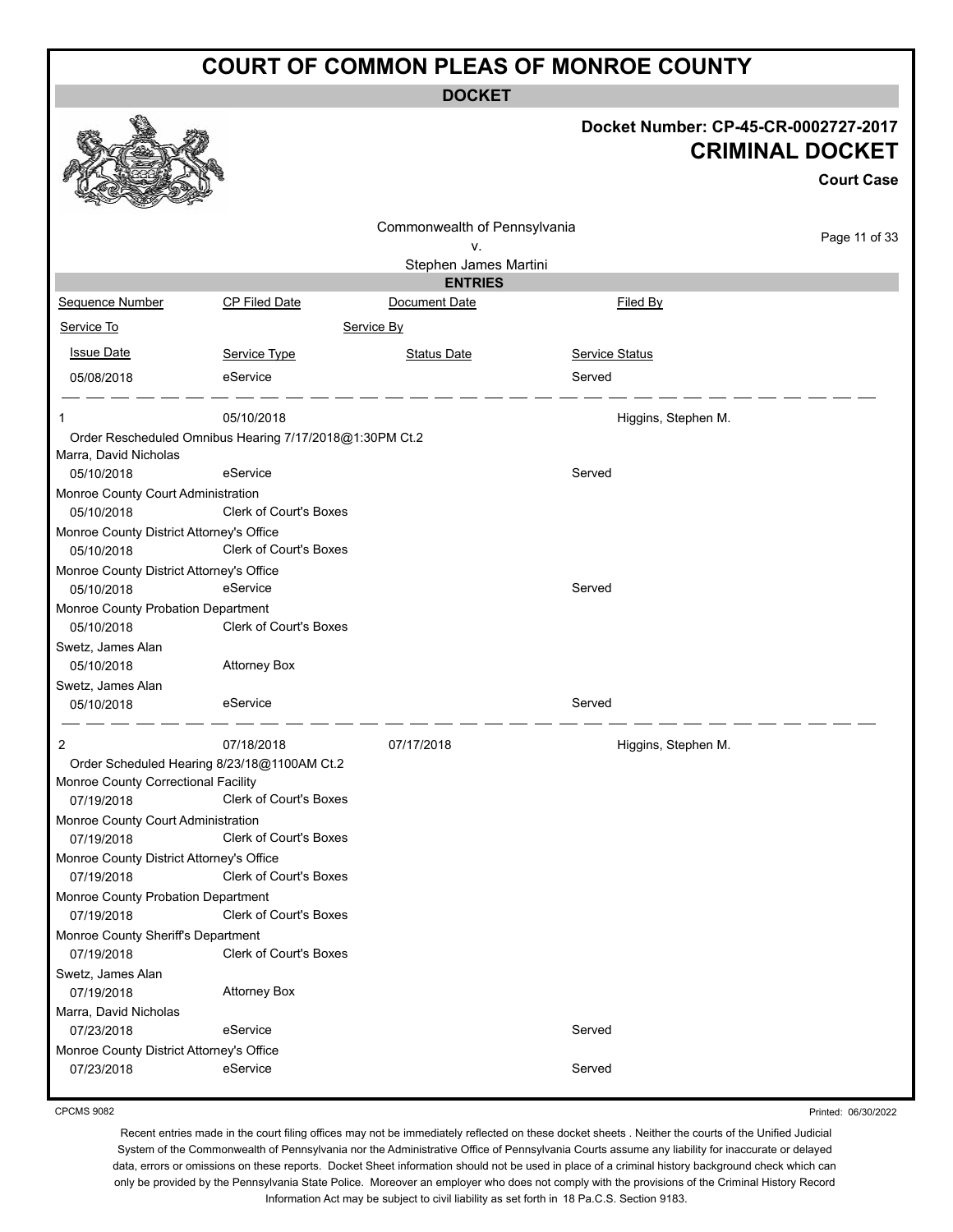# COURT OF COMMON PLEAS OF MONROE COUNTY

**DOCKET**

**Docket Number: CP-45-CR-0002727-2017**

**CRIMINAL DOCKET**

**Court Case**

Commonwealth of Pennsylvania
v.
Stephen James Martini

**ENTRIES**

| Sequence Number | CP Filed Date | Document Date | Filed By |
|---|---|---|---|
| Service To | | Service By | |
| Issue Date | Service Type | Status Date | Service Status |
| 05/08/2018 | eService | | Served |

| Sequence Number | CP Filed Date | Document Date | Filed By |
|---|---|---|---|
| 1 | 05/10/2018 | | Higgins, Stephen M. |
| Order Rescheduled Omnibus Hearing 7/17/2018@1:30PM Ct.2 | | | |
| Marra, David Nicholas | | | |
| 05/10/2018 | eService | | Served |
| Monroe County Court Administration | | | |
| 05/10/2018 | Clerk of Court's Boxes | | |
| Monroe County District Attorney's Office | | | |
| 05/10/2018 | Clerk of Court's Boxes | | |
| Monroe County District Attorney's Office | | | |
| 05/10/2018 | eService | | Served |
| Monroe County Probation Department | | | |
| 05/10/2018 | Clerk of Court's Boxes | | |
| Swetz, James Alan | | | |
| 05/10/2018 | Attorney Box | | |
| Swetz, James Alan | | | |
| 05/10/2018 | eService | | Served |

| Sequence Number | CP Filed Date | Document Date | Filed By |
|---|---|---|---|
| 2 | 07/18/2018 | 07/17/2018 | Higgins, Stephen M. |
| Order Scheduled Hearing 8/23/18@1100AM Ct.2 | | | |
| Monroe County Correctional Facility | | | |
| 07/19/2018 | Clerk of Court's Boxes | | |
| Monroe County Court Administration | | | |
| 07/19/2018 | Clerk of Court's Boxes | | |
| Monroe County District Attorney's Office | | | |
| 07/19/2018 | Clerk of Court's Boxes | | |
| Monroe County Probation Department | | | |
| 07/19/2018 | Clerk of Court's Boxes | | |
| Monroe County Sheriff's Department | | | |
| 07/19/2018 | Clerk of Court's Boxes | | |
| Swetz, James Alan | | | |
| 07/19/2018 | Attorney Box | | |
| Marra, David Nicholas | | | |
| 07/23/2018 | eService | | Served |
| Monroe County District Attorney's Office | | | |
| 07/23/2018 | eService | | Served |

CPCMS 9082

Printed: 06/30/2022

Recent entries made in the court filing offices may not be immediately reflected on these docket sheets . Neither the courts of the Unified Judicial System of the Commonwealth of Pennsylvania nor the Administrative Office of Pennsylvania Courts assume any liability for inaccurate or delayed data, errors or omissions on these reports. Docket Sheet information should not be used in place of a criminal history background check which can only be provided by the Pennsylvania State Police. Moreover an employer who does not comply with the provisions of the Criminal History Record Information Act may be subject to civil liability as set forth in 18 Pa.C.S. Section 9183.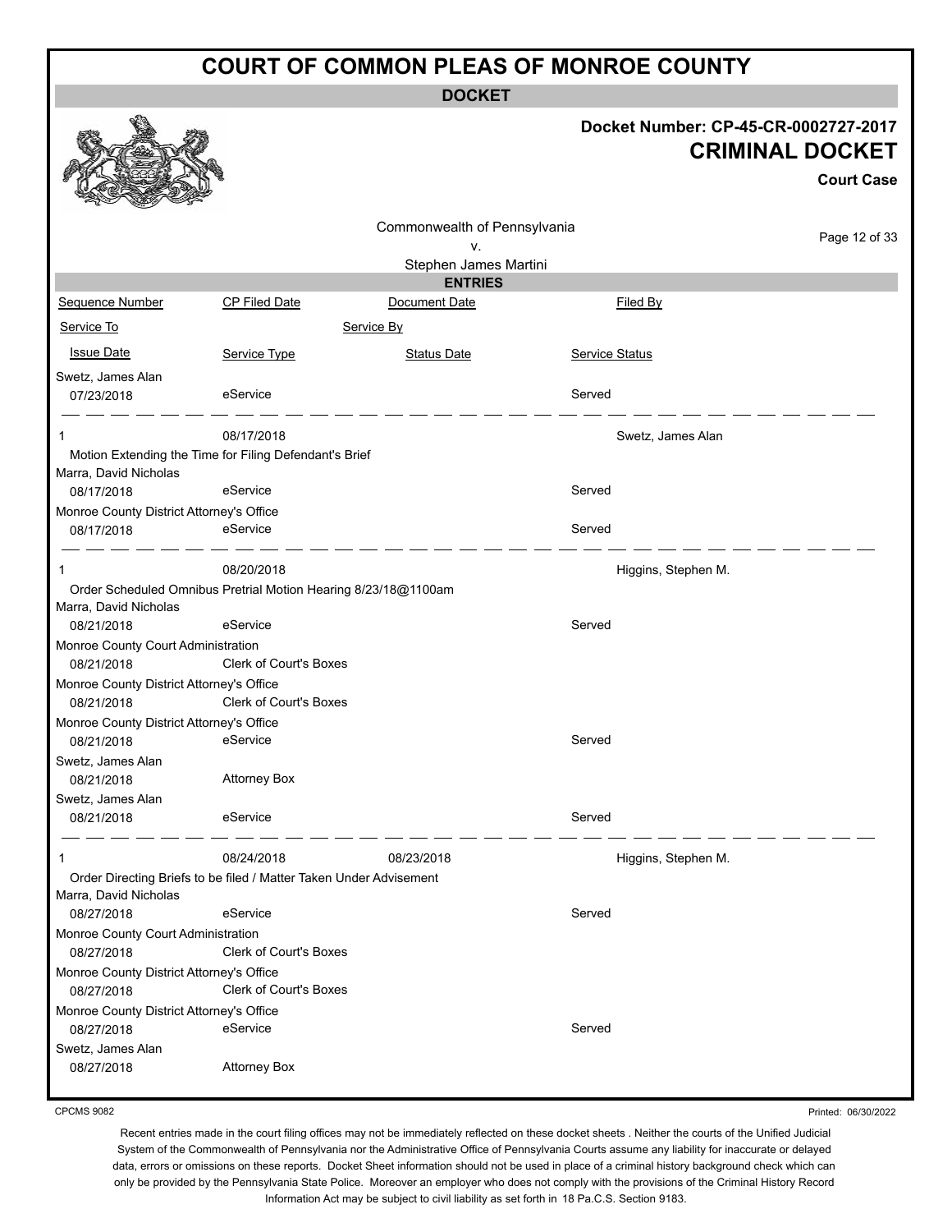# COURT OF COMMON PLEAS OF MONROE COUNTY

## DOCKET

**Docket Number: CP-45-CR-0002727-2017**

**CRIMINAL DOCKET**

**Court Case**

Commonwealth of Pennsylvania
v.
Stephen James Martini

### ENTRIES

| Sequence Number | CP Filed Date | Document Date | Filed By |
|---|---|---|---|
| Service To | | Service By | |
| Issue Date | Service Type | Status Date | Service Status |
| Swetz, James Alan | | | |
| 07/23/2018 | eService | | Served |
| 1 | 08/17/2018 | | Swetz, James Alan |
| Motion Extending the Time for Filing Defendant's Brief | | | |
| Marra, David Nicholas | | | |
| 08/17/2018 | eService | | Served |
| Monroe County District Attorney's Office | | | |
| 08/17/2018 | eService | | Served |
| 1 | 08/20/2018 | | Higgins, Stephen M. |
| Order Scheduled Omnibus Pretrial Motion Hearing 8/23/18@1100am | | | |
| Marra, David Nicholas | | | |
| 08/21/2018 | eService | | Served |
| Monroe County Court Administration | | | |
| 08/21/2018 | Clerk of Court's Boxes | | |
| Monroe County District Attorney's Office | | | |
| 08/21/2018 | Clerk of Court's Boxes | | |
| Monroe County District Attorney's Office | | | |
| 08/21/2018 | eService | | Served |
| Swetz, James Alan | | | |
| 08/21/2018 | Attorney Box | | |
| Swetz, James Alan | | | |
| 08/21/2018 | eService | | Served |
| 1 | 08/24/2018 | 08/23/2018 | Higgins, Stephen M. |
| Order Directing Briefs to be filed / Matter Taken Under Advisement | | | |
| Marra, David Nicholas | | | |
| 08/27/2018 | eService | | Served |
| Monroe County Court Administration | | | |
| 08/27/2018 | Clerk of Court's Boxes | | |
| Monroe County District Attorney's Office | | | |
| 08/27/2018 | Clerk of Court's Boxes | | |
| Monroe County District Attorney's Office | | | |
| 08/27/2018 | eService | | Served |
| Swetz, James Alan | | | |
| 08/27/2018 | Attorney Box | | |

CPCMS 9082 — Printed: 06/30/2022

Recent entries made in the court filing offices may not be immediately reflected on these docket sheets . Neither the courts of the Unified Judicial System of the Commonwealth of Pennsylvania nor the Administrative Office of Pennsylvania Courts assume any liability for inaccurate or delayed data, errors or omissions on these reports. Docket Sheet information should not be used in place of a criminal history background check which can only be provided by the Pennsylvania State Police. Moreover an employer who does not comply with the provisions of the Criminal History Record Information Act may be subject to civil liability as set forth in 18 Pa.C.S. Section 9183.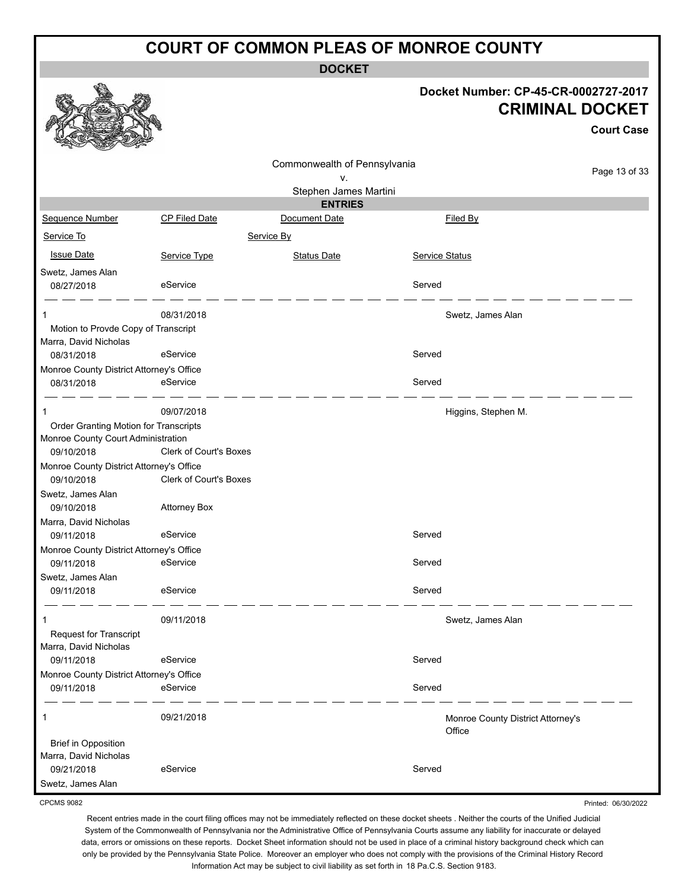# COURT OF COMMON PLEAS OF MONROE COUNTY

**DOCKET**

**Docket Number: CP-45-CR-0002727-2017**

**CRIMINAL DOCKET**

**Court Case**

Commonwealth of Pennsylvania
v.
Stephen James Martini

**ENTRIES**

| Sequence Number | CP Filed Date | Document Date | Filed By |
|---|---|---|---|
| Service To | | Service By | |
| Issue Date | Service Type | Status Date | Service Status |
| Swetz, James Alan | | | |
| 08/27/2018 | eService | | Served |
| 1 | 08/31/2018 | | Swetz, James Alan |
| Motion to Provde Copy of Transcript | | | |
| Marra, David Nicholas | | | |
| 08/31/2018 | eService | | Served |
| Monroe County District Attorney's Office | | | |
| 08/31/2018 | eService | | Served |
| 1 | 09/07/2018 | | Higgins, Stephen M. |
| Order Granting Motion for Transcripts | | | |
| Monroe County Court Administration | | | |
| 09/10/2018 | Clerk of Court's Boxes | | |
| Monroe County District Attorney's Office | | | |
| 09/10/2018 | Clerk of Court's Boxes | | |
| Swetz, James Alan | | | |
| 09/10/2018 | Attorney Box | | |
| Marra, David Nicholas | | | |
| 09/11/2018 | eService | | Served |
| Monroe County District Attorney's Office | | | |
| 09/11/2018 | eService | | Served |
| Swetz, James Alan | | | |
| 09/11/2018 | eService | | Served |
| 1 | 09/11/2018 | | Swetz, James Alan |
| Request for Transcript | | | |
| Marra, David Nicholas | | | |
| 09/11/2018 | eService | | Served |
| Monroe County District Attorney's Office | | | |
| 09/11/2018 | eService | | Served |
| 1 | 09/21/2018 | | Monroe County District Attorney's Office |
| Brief in Opposition | | | |
| Marra, David Nicholas | | | |
| 09/21/2018 | eService | | Served |
| Swetz, James Alan | | | |

CPCMS 9082

Printed: 06/30/2022

Recent entries made in the court filing offices may not be immediately reflected on these docket sheets . Neither the courts of the Unified Judicial System of the Commonwealth of Pennsylvania nor the Administrative Office of Pennsylvania Courts assume any liability for inaccurate or delayed data, errors or omissions on these reports. Docket Sheet information should not be used in place of a criminal history background check which can only be provided by the Pennsylvania State Police. Moreover an employer who does not comply with the provisions of the Criminal History Record Information Act may be subject to civil liability as set forth in 18 Pa.C.S. Section 9183.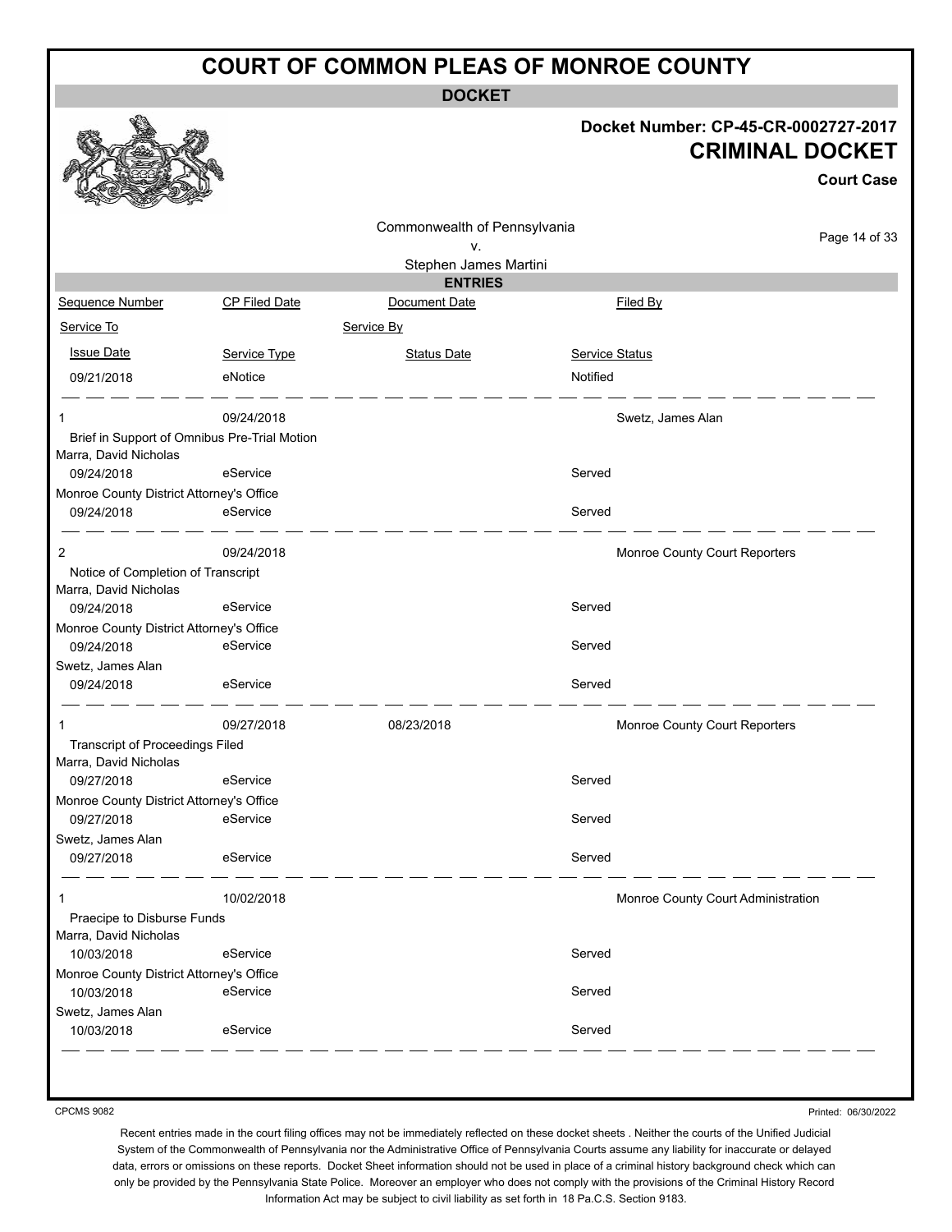# COURT OF COMMON PLEAS OF MONROE COUNTY

**DOCKET**

**Docket Number: CP-45-CR-0002727-2017**

**CRIMINAL DOCKET**

**Court Case**

Commonwealth of Pennsylvania
v.
Stephen James Martini

**ENTRIES**

| Sequence Number | CP Filed Date | Document Date | Filed By |
|---|---|---|---|
| Service To | | Service By | |
| Issue Date | Service Type | Status Date | Service Status |
| 09/21/2018 | eNotice | | Notified |
| 1 | 09/24/2018 | | Swetz, James Alan |
| Brief in Support of Omnibus Pre-Trial Motion | | | |
| Marra, David Nicholas | | | |
| 09/24/2018 | eService | | Served |
| Monroe County District Attorney's Office | | | |
| 09/24/2018 | eService | | Served |
| 2 | 09/24/2018 | | Monroe County Court Reporters |
| Notice of Completion of Transcript | | | |
| Marra, David Nicholas | | | |
| 09/24/2018 | eService | | Served |
| Monroe County District Attorney's Office | | | |
| 09/24/2018 | eService | | Served |
| Swetz, James Alan | | | |
| 09/24/2018 | eService | | Served |
| 1 | 09/27/2018 | 08/23/2018 | Monroe County Court Reporters |
| Transcript of Proceedings Filed | | | |
| Marra, David Nicholas | | | |
| 09/27/2018 | eService | | Served |
| Monroe County District Attorney's Office | | | |
| 09/27/2018 | eService | | Served |
| Swetz, James Alan | | | |
| 09/27/2018 | eService | | Served |
| 1 | 10/02/2018 | | Monroe County Court Administration |
| Praecipe to Disburse Funds | | | |
| Marra, David Nicholas | | | |
| 10/03/2018 | eService | | Served |
| Monroe County District Attorney's Office | | | |
| 10/03/2018 | eService | | Served |
| Swetz, James Alan | | | |
| 10/03/2018 | eService | | Served |

CPCMS 9082

Printed: 06/30/2022

Recent entries made in the court filing offices may not be immediately reflected on these docket sheets . Neither the courts of the Unified Judicial System of the Commonwealth of Pennsylvania nor the Administrative Office of Pennsylvania Courts assume any liability for inaccurate or delayed data, errors or omissions on these reports. Docket Sheet information should not be used in place of a criminal history background check which can only be provided by the Pennsylvania State Police. Moreover an employer who does not comply with the provisions of the Criminal History Record Information Act may be subject to civil liability as set forth in 18 Pa.C.S. Section 9183.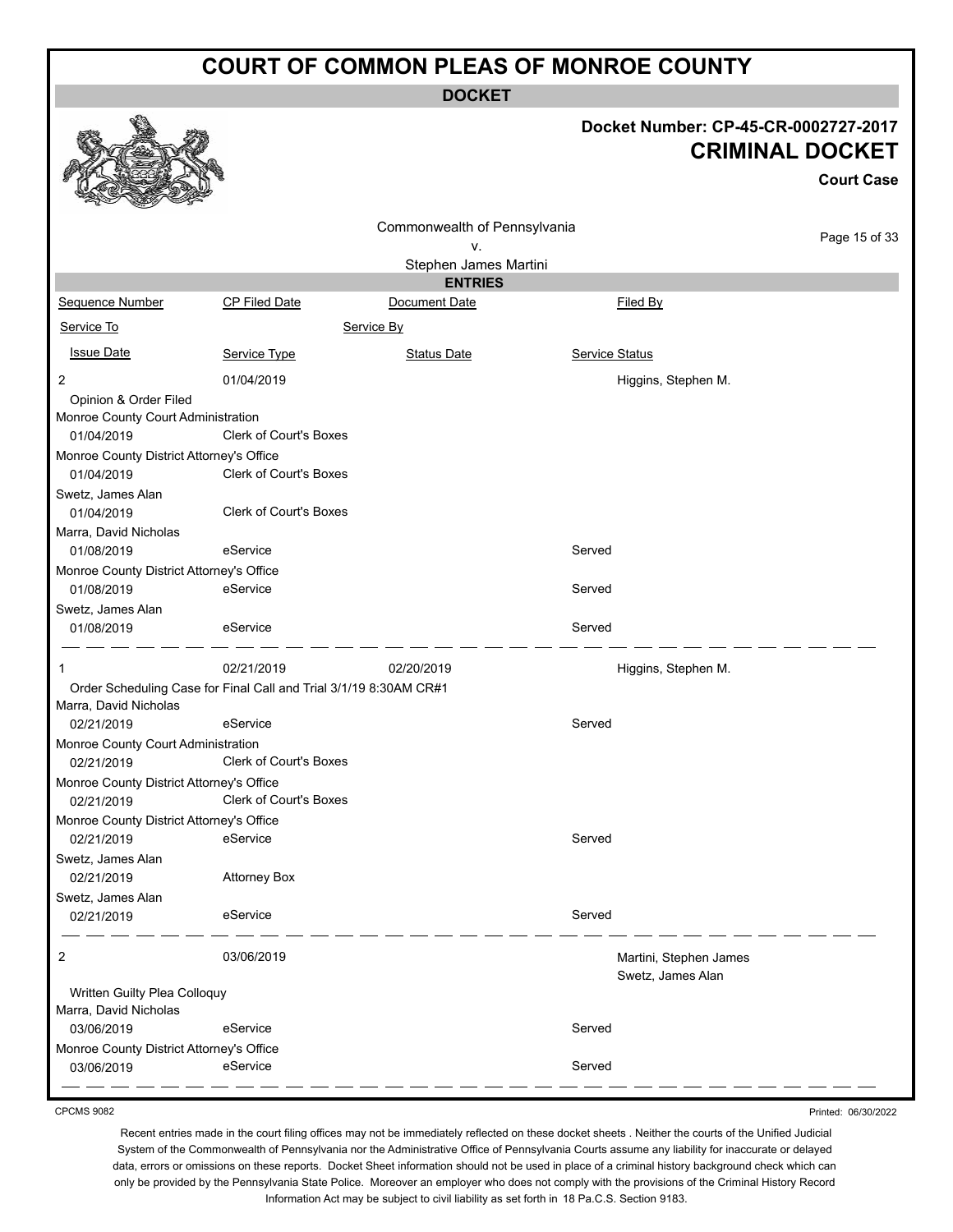# COURT OF COMMON PLEAS OF MONROE COUNTY

## DOCKET

**Docket Number: CP-45-CR-0002727-2017**

**CRIMINAL DOCKET**

**Court Case**

Commonwealth of Pennsylvania
v.
Stephen James Martini

### ENTRIES

| Sequence Number | CP Filed Date | Document Date | Filed By |
|---|---|---|---|
| Service To | Service By | | |
| Issue Date | Service Type | Status Date | Service Status |
| 2 | 01/04/2019 | | Higgins, Stephen M. |
| Opinion & Order Filed | | | |
| Monroe County Court Administration | | | |
| 01/04/2019 | Clerk of Court's Boxes | | |
| Monroe County District Attorney's Office | | | |
| 01/04/2019 | Clerk of Court's Boxes | | |
| Swetz, James Alan | | | |
| 01/04/2019 | Clerk of Court's Boxes | | |
| Marra, David Nicholas | | | |
| 01/08/2019 | eService | | Served |
| Monroe County District Attorney's Office | | | |
| 01/08/2019 | eService | | Served |
| Swetz, James Alan | | | |
| 01/08/2019 | eService | | Served |
| 1 | 02/21/2019 | 02/20/2019 | Higgins, Stephen M. |
| Order Scheduling Case for Final Call and Trial 3/1/19 8:30AM CR#1 | | | |
| Marra, David Nicholas | | | |
| 02/21/2019 | eService | | Served |
| Monroe County Court Administration | | | |
| 02/21/2019 | Clerk of Court's Boxes | | |
| Monroe County District Attorney's Office | | | |
| 02/21/2019 | Clerk of Court's Boxes | | |
| Monroe County District Attorney's Office | | | |
| 02/21/2019 | eService | | Served |
| Swetz, James Alan | | | |
| 02/21/2019 | Attorney Box | | |
| Swetz, James Alan | | | |
| 02/21/2019 | eService | | Served |
| 2 | 03/06/2019 | | Martini, Stephen James<br>Swetz, James Alan |
| Written Guilty Plea Colloquy | | | |
| Marra, David Nicholas | | | |
| 03/06/2019 | eService | | Served |
| Monroe County District Attorney's Office | | | |
| 03/06/2019 | eService | | Served |

CPCMS 9082

Printed: 06/30/2022

Recent entries made in the court filing offices may not be immediately reflected on these docket sheets . Neither the courts of the Unified Judicial System of the Commonwealth of Pennsylvania nor the Administrative Office of Pennsylvania Courts assume any liability for inaccurate or delayed data, errors or omissions on these reports. Docket Sheet information should not be used in place of a criminal history background check which can only be provided by the Pennsylvania State Police. Moreover an employer who does not comply with the provisions of the Criminal History Record Information Act may be subject to civil liability as set forth in 18 Pa.C.S. Section 9183.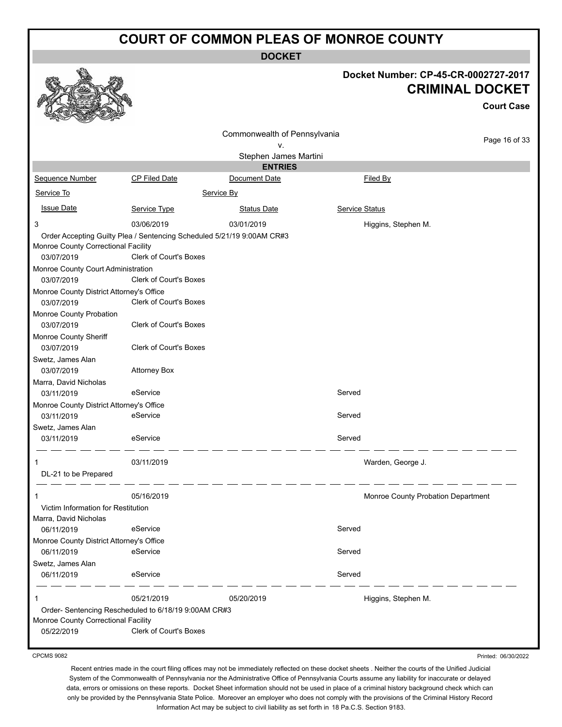# COURT OF COMMON PLEAS OF MONROE COUNTY

## DOCKET

**Docket Number: CP-45-CR-0002727-2017**

**CRIMINAL DOCKET**

**Court Case**

Commonwealth of Pennsylvania
v.
Stephen James Martini

### ENTRIES

| Sequence Number | CP Filed Date | Document Date | Filed By |
|---|---|---|---|
| Service To | | Service By | |
| Issue Date | Service Type | Status Date | Service Status |
| 3 | 03/06/2019 | 03/01/2019 | Higgins, Stephen M. |
| Order Accepting Guilty Plea / Sentencing Scheduled 5/21/19 9:00AM CR#3 | | | |
| Monroe County Correctional Facility | | | |
| 03/07/2019 | Clerk of Court's Boxes | | |
| Monroe County Court Administration | | | |
| 03/07/2019 | Clerk of Court's Boxes | | |
| Monroe County District Attorney's Office | | | |
| 03/07/2019 | Clerk of Court's Boxes | | |
| Monroe County Probation | | | |
| 03/07/2019 | Clerk of Court's Boxes | | |
| Monroe County Sheriff | | | |
| 03/07/2019 | Clerk of Court's Boxes | | |
| Swetz, James Alan | | | |
| 03/07/2019 | Attorney Box | | |
| Marra, David Nicholas | | | |
| 03/11/2019 | eService | | Served |
| Monroe County District Attorney's Office | | | |
| 03/11/2019 | eService | | Served |
| Swetz, James Alan | | | |
| 03/11/2019 | eService | | Served |
| 1 | 03/11/2019 | | Warden, George J. |
| DL-21 to be Prepared | | | |
| 1 | 05/16/2019 | | Monroe County Probation Department |
| Victim Information for Restitution | | | |
| Marra, David Nicholas | | | |
| 06/11/2019 | eService | | Served |
| Monroe County District Attorney's Office | | | |
| 06/11/2019 | eService | | Served |
| Swetz, James Alan | | | |
| 06/11/2019 | eService | | Served |
| 1 | 05/21/2019 | 05/20/2019 | Higgins, Stephen M. |
| Order- Sentencing Rescheduled to 6/18/19 9:00AM CR#3 | | | |
| Monroe County Correctional Facility | | | |
| 05/22/2019 | Clerk of Court's Boxes | | |

CPCMS 9082

Printed: 06/30/2022

Recent entries made in the court filing offices may not be immediately reflected on these docket sheets . Neither the courts of the Unified Judicial System of the Commonwealth of Pennsylvania nor the Administrative Office of Pennsylvania Courts assume any liability for inaccurate or delayed data, errors or omissions on these reports. Docket Sheet information should not be used in place of a criminal history background check which can only be provided by the Pennsylvania State Police. Moreover an employer who does not comply with the provisions of the Criminal History Record Information Act may be subject to civil liability as set forth in 18 Pa.C.S. Section 9183.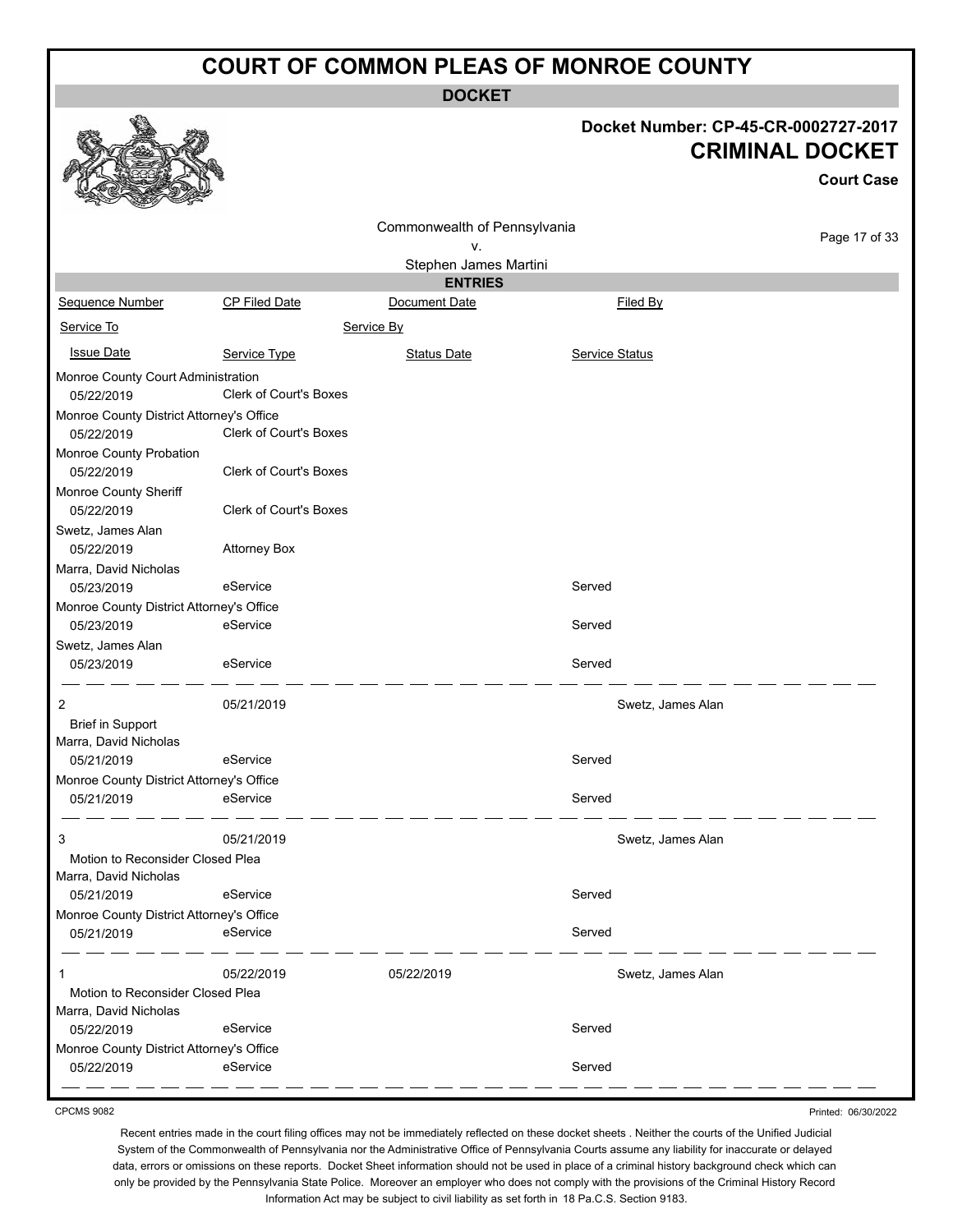# COURT OF COMMON PLEAS OF MONROE COUNTY

**DOCKET**

**Docket Number: CP-45-CR-0002727-2017**

**CRIMINAL DOCKET**

**Court Case**

Commonwealth of Pennsylvania
v.
Stephen James Martini

## ENTRIES

| Sequence Number | CP Filed Date | Document Date | Filed By |
|---|---|---|---|
| Service To | | Service By | |
| Issue Date | Service Type | Status Date | Service Status |
| Monroe County Court Administration | | | |
| 05/22/2019 | Clerk of Court's Boxes | | |
| Monroe County District Attorney's Office | | | |
| 05/22/2019 | Clerk of Court's Boxes | | |
| Monroe County Probation | | | |
| 05/22/2019 | Clerk of Court's Boxes | | |
| Monroe County Sheriff | | | |
| 05/22/2019 | Clerk of Court's Boxes | | |
| Swetz, James Alan | | | |
| 05/22/2019 | Attorney Box | | |
| Marra, David Nicholas | | | |
| 05/23/2019 | eService | | Served |
| Monroe County District Attorney's Office | | | |
| 05/23/2019 | eService | | Served |
| Swetz, James Alan | | | |
| 05/23/2019 | eService | | Served |
| 2 | 05/21/2019 | | Swetz, James Alan |
| Brief in Support | | | |
| Marra, David Nicholas | | | |
| 05/21/2019 | eService | | Served |
| Monroe County District Attorney's Office | | | |
| 05/21/2019 | eService | | Served |
| 3 | 05/21/2019 | | Swetz, James Alan |
| Motion to Reconsider Closed Plea | | | |
| Marra, David Nicholas | | | |
| 05/21/2019 | eService | | Served |
| Monroe County District Attorney's Office | | | |
| 05/21/2019 | eService | | Served |
| 1 | 05/22/2019 | 05/22/2019 | Swetz, James Alan |
| Motion to Reconsider Closed Plea | | | |
| Marra, David Nicholas | | | |
| 05/22/2019 | eService | | Served |
| Monroe County District Attorney's Office | | | |
| 05/22/2019 | eService | | Served |

CPCMS 9082

Printed: 06/30/2022

Recent entries made in the court filing offices may not be immediately reflected on these docket sheets . Neither the courts of the Unified Judicial System of the Commonwealth of Pennsylvania nor the Administrative Office of Pennsylvania Courts assume any liability for inaccurate or delayed data, errors or omissions on these reports. Docket Sheet information should not be used in place of a criminal history background check which can only be provided by the Pennsylvania State Police. Moreover an employer who does not comply with the provisions of the Criminal History Record Information Act may be subject to civil liability as set forth in 18 Pa.C.S. Section 9183.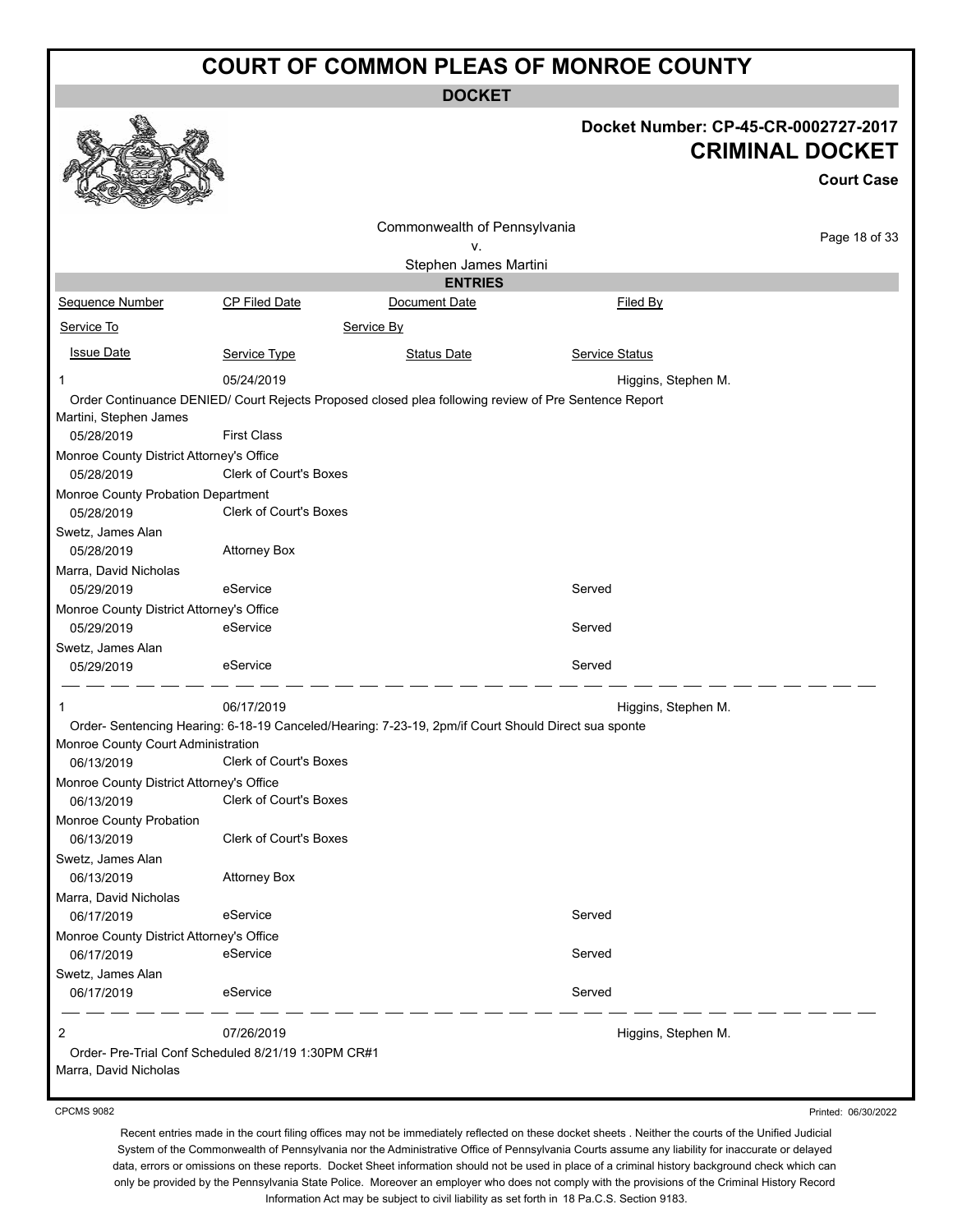# COURT OF COMMON PLEAS OF MONROE COUNTY

## DOCKET

**Docket Number: CP-45-CR-0002727-2017**

**CRIMINAL DOCKET**

**Court Case**

Commonwealth of Pennsylvania
v.
Stephen James Martini

### ENTRIES

| Sequence Number | CP Filed Date | Document Date | Filed By |
|---|---|---|---|
| Service To | | Service By | |
| Issue Date | Service Type | Status Date | Service Status |

**1** — 05/24/2019 — Higgins, Stephen M.

Order Continuance DENIED/ Court Rejects Proposed closed plea following review of Pre Sentence Report

| Service To | Issue Date | Service Type | Service Status |
|---|---|---|---|
| Martini, Stephen James | 05/28/2019 | First Class | |
| Monroe County District Attorney's Office | 05/28/2019 | Clerk of Court's Boxes | |
| Monroe County Probation Department | 05/28/2019 | Clerk of Court's Boxes | |
| Swetz, James Alan | 05/28/2019 | Attorney Box | |
| Marra, David Nicholas | 05/29/2019 | eService | Served |
| Monroe County District Attorney's Office | 05/29/2019 | eService | Served |
| Swetz, James Alan | 05/29/2019 | eService | Served |

**1** — 06/17/2019 — Higgins, Stephen M.

Order- Sentencing Hearing: 6-18-19 Canceled/Hearing: 7-23-19, 2pm/if Court Should Direct sua sponte

| Service To | Issue Date | Service Type | Service Status |
|---|---|---|---|
| Monroe County Court Administration | 06/13/2019 | Clerk of Court's Boxes | |
| Monroe County District Attorney's Office | 06/13/2019 | Clerk of Court's Boxes | |
| Monroe County Probation | 06/13/2019 | Clerk of Court's Boxes | |
| Swetz, James Alan | 06/13/2019 | Attorney Box | |
| Marra, David Nicholas | 06/17/2019 | eService | Served |
| Monroe County District Attorney's Office | 06/17/2019 | eService | Served |
| Swetz, James Alan | 06/17/2019 | eService | Served |

**2** — 07/26/2019 — Higgins, Stephen M.

Order- Pre-Trial Conf Scheduled 8/21/19 1:30PM CR#1

Marra, David Nicholas

CPCMS 9082 Printed: 06/30/2022

Recent entries made in the court filing offices may not be immediately reflected on these docket sheets . Neither the courts of the Unified Judicial System of the Commonwealth of Pennsylvania nor the Administrative Office of Pennsylvania Courts assume any liability for inaccurate or delayed data, errors or omissions on these reports. Docket Sheet information should not be used in place of a criminal history background check which can only be provided by the Pennsylvania State Police. Moreover an employer who does not comply with the provisions of the Criminal History Record Information Act may be subject to civil liability as set forth in 18 Pa.C.S. Section 9183.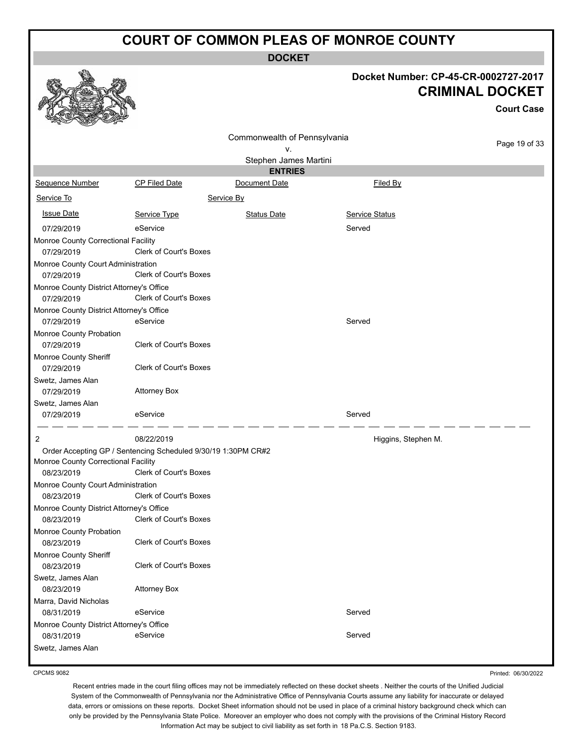# COURT OF COMMON PLEAS OF MONROE COUNTY

**DOCKET**

**Docket Number: CP-45-CR-0002727-2017**

**CRIMINAL DOCKET**

**Court Case**

Commonwealth of Pennsylvania
v.
Stephen James Martini

**ENTRIES**

| Sequence Number | CP Filed Date | Document Date | Filed By |
|---|---|---|---|
| Service To | | Service By | |
| Issue Date | Service Type | Status Date | Service Status |
| 07/29/2019 | eService | | Served |
| Monroe County Correctional Facility | | | |
| 07/29/2019 | Clerk of Court's Boxes | | |
| Monroe County Court Administration | | | |
| 07/29/2019 | Clerk of Court's Boxes | | |
| Monroe County District Attorney's Office | | | |
| 07/29/2019 | Clerk of Court's Boxes | | |
| Monroe County District Attorney's Office | | | |
| 07/29/2019 | eService | | Served |
| Monroe County Probation | | | |
| 07/29/2019 | Clerk of Court's Boxes | | |
| Monroe County Sheriff | | | |
| 07/29/2019 | Clerk of Court's Boxes | | |
| Swetz, James Alan | | | |
| 07/29/2019 | Attorney Box | | |
| Swetz, James Alan | | | |
| 07/29/2019 | eService | | Served |

| Sequence Number | CP Filed Date | Document Date | Filed By |
|---|---|---|---|
| 2 | 08/22/2019 | | Higgins, Stephen M. |
| Order Accepting GP / Sentencing Scheduled 9/30/19 1:30PM CR#2 | | | |
| Monroe County Correctional Facility | | | |
| 08/23/2019 | Clerk of Court's Boxes | | |
| Monroe County Court Administration | | | |
| 08/23/2019 | Clerk of Court's Boxes | | |
| Monroe County District Attorney's Office | | | |
| 08/23/2019 | Clerk of Court's Boxes | | |
| Monroe County Probation | | | |
| 08/23/2019 | Clerk of Court's Boxes | | |
| Monroe County Sheriff | | | |
| 08/23/2019 | Clerk of Court's Boxes | | |
| Swetz, James Alan | | | |
| 08/23/2019 | Attorney Box | | |
| Marra, David Nicholas | | | |
| 08/31/2019 | eService | | Served |
| Monroe County District Attorney's Office | | | |
| 08/31/2019 | eService | | Served |
| Swetz, James Alan | | | |

CPCMS 9082

Printed: 06/30/2022

Recent entries made in the court filing offices may not be immediately reflected on these docket sheets . Neither the courts of the Unified Judicial System of the Commonwealth of Pennsylvania nor the Administrative Office of Pennsylvania Courts assume any liability for inaccurate or delayed data, errors or omissions on these reports. Docket Sheet information should not be used in place of a criminal history background check which can only be provided by the Pennsylvania State Police. Moreover an employer who does not comply with the provisions of the Criminal History Record Information Act may be subject to civil liability as set forth in 18 Pa.C.S. Section 9183.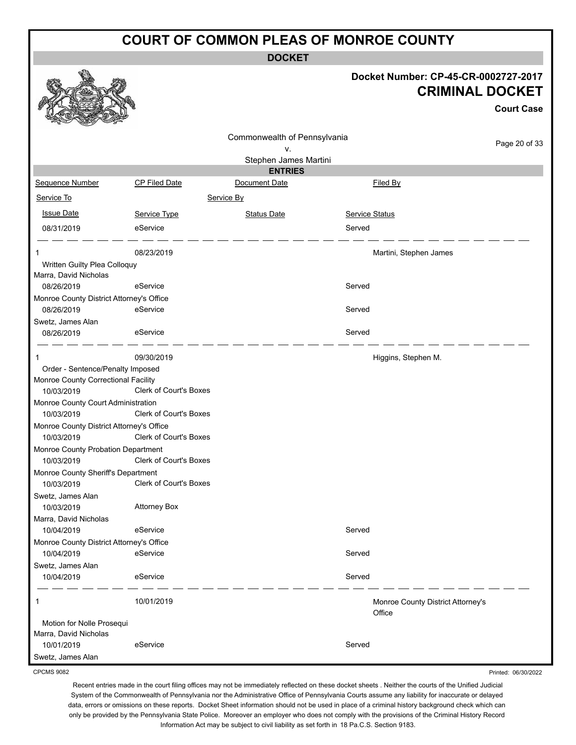# COURT OF COMMON PLEAS OF MONROE COUNTY

**DOCKET**

**Docket Number: CP-45-CR-0002727-2017**

**CRIMINAL DOCKET**

**Court Case**

Commonwealth of Pennsylvania
v.
Stephen James Martini

**ENTRIES**

| Sequence Number | CP Filed Date | Document Date | Filed By |
|---|---|---|---|
| Service To | | Service By | |
| Issue Date | Service Type | Status Date | Service Status |

| | | | |
|---|---|---|---|
| 08/31/2019 | eService | | Served |

| | | | |
|---|---|---|---|
| 1 | 08/23/2019 | | Martini, Stephen James |
| Written Guilty Plea Colloquy | | | |
| Marra, David Nicholas | | | |
| 08/26/2019 | eService | | Served |
| Monroe County District Attorney's Office | | | |
| 08/26/2019 | eService | | Served |
| Swetz, James Alan | | | |
| 08/26/2019 | eService | | Served |

| | | | |
|---|---|---|---|
| 1 | 09/30/2019 | | Higgins, Stephen M. |
| Order - Sentence/Penalty Imposed | | | |
| Monroe County Correctional Facility | | | |
| 10/03/2019 | Clerk of Court's Boxes | | |
| Monroe County Court Administration | | | |
| 10/03/2019 | Clerk of Court's Boxes | | |
| Monroe County District Attorney's Office | | | |
| 10/03/2019 | Clerk of Court's Boxes | | |
| Monroe County Probation Department | | | |
| 10/03/2019 | Clerk of Court's Boxes | | |
| Monroe County Sheriff's Department | | | |
| 10/03/2019 | Clerk of Court's Boxes | | |
| Swetz, James Alan | | | |
| 10/03/2019 | Attorney Box | | |
| Marra, David Nicholas | | | |
| 10/04/2019 | eService | | Served |
| Monroe County District Attorney's Office | | | |
| 10/04/2019 | eService | | Served |
| Swetz, James Alan | | | |
| 10/04/2019 | eService | | Served |

| | | | |
|---|---|---|---|
| 1 | 10/01/2019 | | Monroe County District Attorney's Office |
| Motion for Nolle Prosequi | | | |
| Marra, David Nicholas | | | |
| 10/01/2019 | eService | | Served |
| Swetz, James Alan | | | |

CPCMS 9082

Printed: 06/30/2022

Recent entries made in the court filing offices may not be immediately reflected on these docket sheets . Neither the courts of the Unified Judicial System of the Commonwealth of Pennsylvania nor the Administrative Office of Pennsylvania Courts assume any liability for inaccurate or delayed data, errors or omissions on these reports. Docket Sheet information should not be used in place of a criminal history background check which can only be provided by the Pennsylvania State Police. Moreover an employer who does not comply with the provisions of the Criminal History Record Information Act may be subject to civil liability as set forth in 18 Pa.C.S. Section 9183.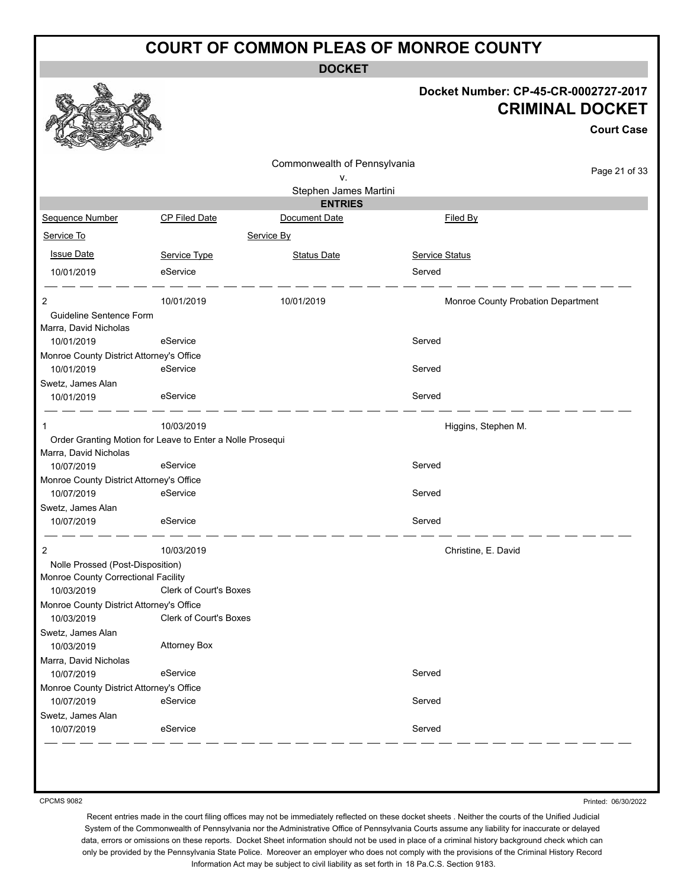# COURT OF COMMON PLEAS OF MONROE COUNTY

**DOCKET**

**Docket Number: CP-45-CR-0002727-2017**

**CRIMINAL DOCKET**

**Court Case**

Commonwealth of Pennsylvania
v.
Stephen James Martini

**ENTRIES**

| Sequence Number | CP Filed Date | Document Date | Filed By |
|---|---|---|---|
| Service To | | Service By | |
| Issue Date | Service Type | Status Date | Service Status |
| 10/01/2019 | eService | | Served |
| 2 | 10/01/2019 | 10/01/2019 | Monroe County Probation Department |
| Guideline Sentence Form | | | |
| Marra, David Nicholas | | | |
| 10/01/2019 | eService | | Served |
| Monroe County District Attorney's Office | | | |
| 10/01/2019 | eService | | Served |
| Swetz, James Alan | | | |
| 10/01/2019 | eService | | Served |
| 1 | 10/03/2019 | | Higgins, Stephen M. |
| Order Granting Motion for Leave to Enter a Nolle Prosequi | | | |
| Marra, David Nicholas | | | |
| 10/07/2019 | eService | | Served |
| Monroe County District Attorney's Office | | | |
| 10/07/2019 | eService | | Served |
| Swetz, James Alan | | | |
| 10/07/2019 | eService | | Served |
| 2 | 10/03/2019 | | Christine, E. David |
| Nolle Prossed (Post-Disposition) | | | |
| Monroe County Correctional Facility | | | |
| 10/03/2019 | Clerk of Court's Boxes | | |
| Monroe County District Attorney's Office | | | |
| 10/03/2019 | Clerk of Court's Boxes | | |
| Swetz, James Alan | | | |
| 10/03/2019 | Attorney Box | | |
| Marra, David Nicholas | | | |
| 10/07/2019 | eService | | Served |
| Monroe County District Attorney's Office | | | |
| 10/07/2019 | eService | | Served |
| Swetz, James Alan | | | |
| 10/07/2019 | eService | | Served |

CPCMS 9082

Printed: 06/30/2022

Recent entries made in the court filing offices may not be immediately reflected on these docket sheets . Neither the courts of the Unified Judicial System of the Commonwealth of Pennsylvania nor the Administrative Office of Pennsylvania Courts assume any liability for inaccurate or delayed data, errors or omissions on these reports. Docket Sheet information should not be used in place of a criminal history background check which can only be provided by the Pennsylvania State Police. Moreover an employer who does not comply with the provisions of the Criminal History Record Information Act may be subject to civil liability as set forth in 18 Pa.C.S. Section 9183.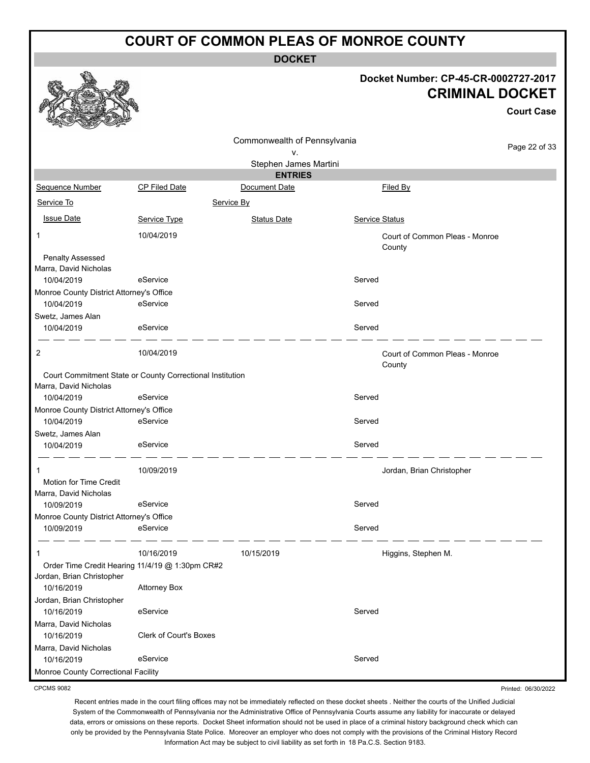# COURT OF COMMON PLEAS OF MONROE COUNTY

**DOCKET**

**Docket Number: CP-45-CR-0002727-2017**

## CRIMINAL DOCKET

**Court Case**

Commonwealth of Pennsylvania
v.
Stephen James Martini

**ENTRIES**

| Sequence Number | CP Filed Date | Document Date | Filed By |
|---|---|---|---|
| Service To | | Service By | |
| Issue Date | Service Type | Status Date | Service Status |

| Sequence Number / Service To / Issue Date | CP Filed Date / Service Type | Document Date / Status Date | Service Status / Filed By |
|---|---|---|---|
| 1 | 10/04/2019 | | Court of Common Pleas - Monroe County |
| Penalty Assessed | | | |
| Marra, David Nicholas | | | |
| 10/04/2019 | eService | | Served |
| Monroe County District Attorney's Office | | | |
| 10/04/2019 | eService | | Served |
| Swetz, James Alan | | | |
| 10/04/2019 | eService | | Served |
| 2 | 10/04/2019 | | Court of Common Pleas - Monroe County |
| Court Commitment State or County Correctional Institution | | | |
| Marra, David Nicholas | | | |
| 10/04/2019 | eService | | Served |
| Monroe County District Attorney's Office | | | |
| 10/04/2019 | eService | | Served |
| Swetz, James Alan | | | |
| 10/04/2019 | eService | | Served |
| 1 | 10/09/2019 | | Jordan, Brian Christopher |
| Motion for Time Credit | | | |
| Marra, David Nicholas | | | |
| 10/09/2019 | eService | | Served |
| Monroe County District Attorney's Office | | | |
| 10/09/2019 | eService | | Served |
| 1 | 10/16/2019 | 10/15/2019 | Higgins, Stephen M. |
| Order Time Credit Hearing 11/4/19 @ 1:30pm CR#2 | | | |
| Jordan, Brian Christopher | | | |
| 10/16/2019 | Attorney Box | | |
| Jordan, Brian Christopher | | | |
| 10/16/2019 | eService | | Served |
| Marra, David Nicholas | | | |
| 10/16/2019 | Clerk of Court's Boxes | | |
| Marra, David Nicholas | | | |
| 10/16/2019 | eService | | Served |
| Monroe County Correctional Facility | | | |

CPCMS 9082

Printed: 06/30/2022

Recent entries made in the court filing offices may not be immediately reflected on these docket sheets . Neither the courts of the Unified Judicial System of the Commonwealth of Pennsylvania nor the Administrative Office of Pennsylvania Courts assume any liability for inaccurate or delayed data, errors or omissions on these reports. Docket Sheet information should not be used in place of a criminal history background check which can only be provided by the Pennsylvania State Police. Moreover an employer who does not comply with the provisions of the Criminal History Record Information Act may be subject to civil liability as set forth in 18 Pa.C.S. Section 9183.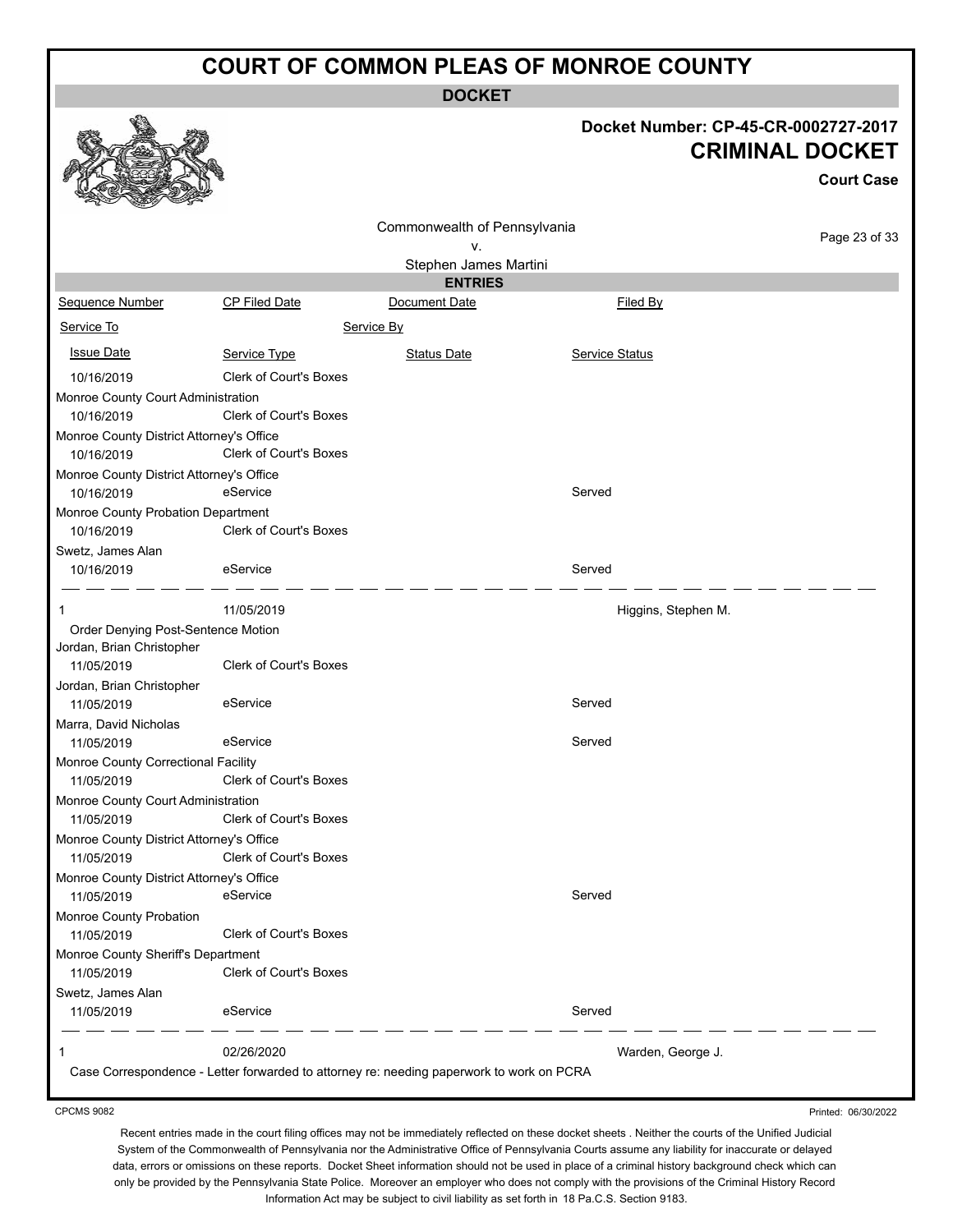# COURT OF COMMON PLEAS OF MONROE COUNTY

**DOCKET**

**Docket Number: CP-45-CR-0002727-2017**

**CRIMINAL DOCKET**

**Court Case**

Commonwealth of Pennsylvania
v.
Stephen James Martini

**ENTRIES**

| Sequence Number | CP Filed Date | Document Date | Filed By |
|---|---|---|---|
| Service To | | Service By | |
| Issue Date | Service Type | Status Date | Service Status |
| 10/16/2019 | Clerk of Court's Boxes | | |
| Monroe County Court Administration | | | |
| 10/16/2019 | Clerk of Court's Boxes | | |
| Monroe County District Attorney's Office | | | |
| 10/16/2019 | Clerk of Court's Boxes | | |
| Monroe County District Attorney's Office | | | |
| 10/16/2019 | eService | | Served |
| Monroe County Probation Department | | | |
| 10/16/2019 | Clerk of Court's Boxes | | |
| Swetz, James Alan | | | |
| 10/16/2019 | eService | | Served |
| 1 | 11/05/2019 | | Higgins, Stephen M. |
| Order Denying Post-Sentence Motion | | | |
| Jordan, Brian Christopher | | | |
| 11/05/2019 | Clerk of Court's Boxes | | |
| Jordan, Brian Christopher | | | |
| 11/05/2019 | eService | | Served |
| Marra, David Nicholas | | | |
| 11/05/2019 | eService | | Served |
| Monroe County Correctional Facility | | | |
| 11/05/2019 | Clerk of Court's Boxes | | |
| Monroe County Court Administration | | | |
| 11/05/2019 | Clerk of Court's Boxes | | |
| Monroe County District Attorney's Office | | | |
| 11/05/2019 | Clerk of Court's Boxes | | |
| Monroe County District Attorney's Office | | | |
| 11/05/2019 | eService | | Served |
| Monroe County Probation | | | |
| 11/05/2019 | Clerk of Court's Boxes | | |
| Monroe County Sheriff's Department | | | |
| 11/05/2019 | Clerk of Court's Boxes | | |
| Swetz, James Alan | | | |
| 11/05/2019 | eService | | Served |
| 1 | 02/26/2020 | | Warden, George J. |
| Case Correspondence - Letter forwarded to attorney re: needing paperwork to work on PCRA | | | |

CPCMS 9082

Printed: 06/30/2022

Recent entries made in the court filing offices may not be immediately reflected on these docket sheets . Neither the courts of the Unified Judicial System of the Commonwealth of Pennsylvania nor the Administrative Office of Pennsylvania Courts assume any liability for inaccurate or delayed data, errors or omissions on these reports. Docket Sheet information should not be used in place of a criminal history background check which can only be provided by the Pennsylvania State Police. Moreover an employer who does not comply with the provisions of the Criminal History Record Information Act may be subject to civil liability as set forth in 18 Pa.C.S. Section 9183.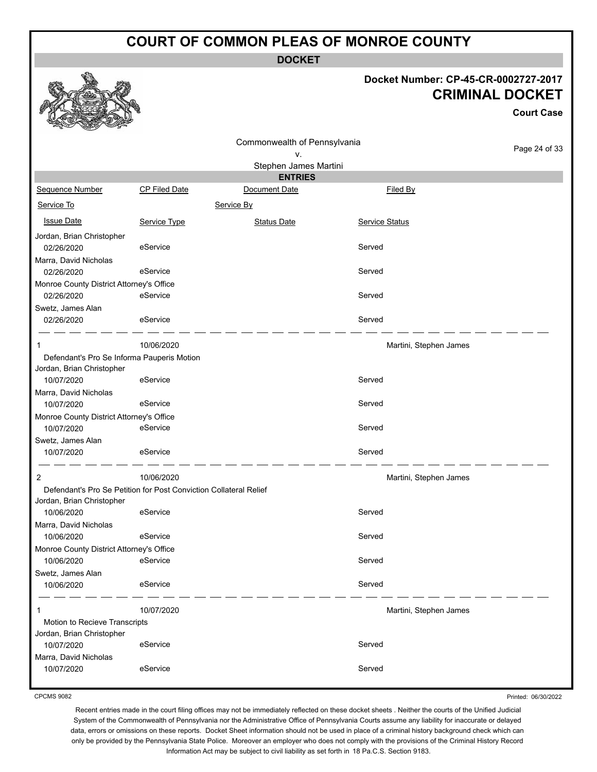# COURT OF COMMON PLEAS OF MONROE COUNTY

## DOCKET

**Docket Number: CP-45-CR-0002727-2017**

**CRIMINAL DOCKET**

**Court Case**

Commonwealth of Pennsylvania
v.
Stephen James Martini

### ENTRIES

| Sequence Number | CP Filed Date | Document Date | Filed By |
|---|---|---|---|
| Service To | | Service By | |
| Issue Date | Service Type | Status Date | Service Status |

| Service To / Issue Date | Service Type | Status Date | Service Status |
|---|---|---|---|
| Jordan, Brian Christopher | | | |
| 02/26/2020 | eService | | Served |
| Marra, David Nicholas | | | |
| 02/26/2020 | eService | | Served |
| Monroe County District Attorney's Office | | | |
| 02/26/2020 | eService | | Served |
| Swetz, James Alan | | | |
| 02/26/2020 | eService | | Served |

| Sequence Number | CP Filed Date | Document Date | Filed By |
|---|---|---|---|
| 1 | 10/06/2020 | | Martini, Stephen James |

Defendant's Pro Se Informa Pauperis Motion

| Service To / Issue Date | Service Type | Status Date | Service Status |
|---|---|---|---|
| Jordan, Brian Christopher | | | |
| 10/07/2020 | eService | | Served |
| Marra, David Nicholas | | | |
| 10/07/2020 | eService | | Served |
| Monroe County District Attorney's Office | | | |
| 10/07/2020 | eService | | Served |
| Swetz, James Alan | | | |
| 10/07/2020 | eService | | Served |

| Sequence Number | CP Filed Date | Document Date | Filed By |
|---|---|---|---|
| 2 | 10/06/2020 | | Martini, Stephen James |

Defendant's Pro Se Petition for Post Conviction Collateral Relief

| Service To / Issue Date | Service Type | Status Date | Service Status |
|---|---|---|---|
| Jordan, Brian Christopher | | | |
| 10/06/2020 | eService | | Served |
| Marra, David Nicholas | | | |
| 10/06/2020 | eService | | Served |
| Monroe County District Attorney's Office | | | |
| 10/06/2020 | eService | | Served |
| Swetz, James Alan | | | |
| 10/06/2020 | eService | | Served |

| Sequence Number | CP Filed Date | Document Date | Filed By |
|---|---|---|---|
| 1 | 10/07/2020 | | Martini, Stephen James |

Motion to Recieve Transcripts

| Service To / Issue Date | Service Type | Status Date | Service Status |
|---|---|---|---|
| Jordan, Brian Christopher | | | |
| 10/07/2020 | eService | | Served |
| Marra, David Nicholas | | | |
| 10/07/2020 | eService | | Served |

CPCMS 9082

Printed: 06/30/2022

Recent entries made in the court filing offices may not be immediately reflected on these docket sheets . Neither the courts of the Unified Judicial System of the Commonwealth of Pennsylvania nor the Administrative Office of Pennsylvania Courts assume any liability for inaccurate or delayed data, errors or omissions on these reports. Docket Sheet information should not be used in place of a criminal history background check which can only be provided by the Pennsylvania State Police. Moreover an employer who does not comply with the provisions of the Criminal History Record Information Act may be subject to civil liability as set forth in 18 Pa.C.S. Section 9183.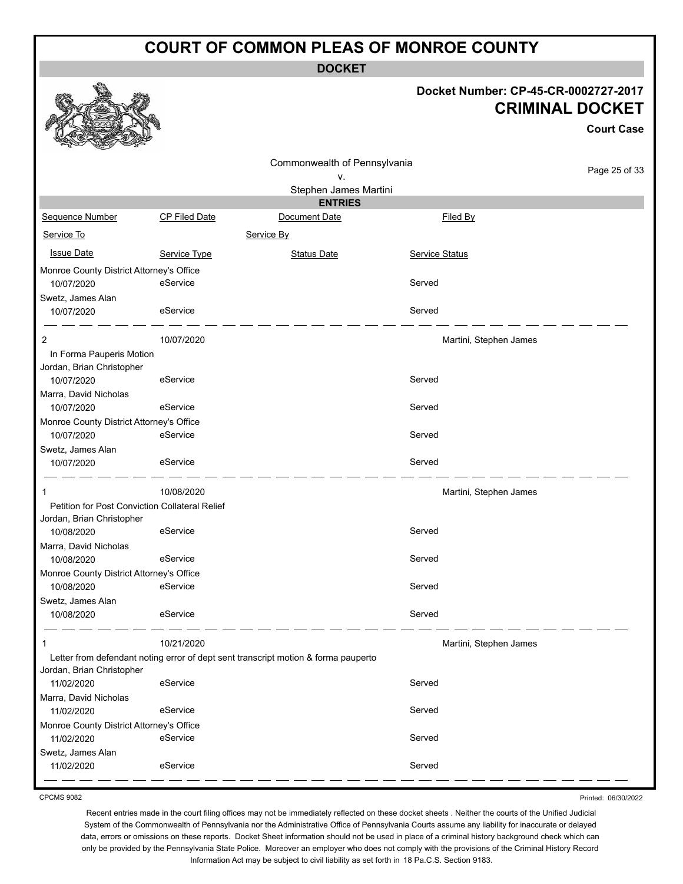# COURT OF COMMON PLEAS OF MONROE COUNTY

**DOCKET**

**Docket Number: CP-45-CR-0002727-2017**

**CRIMINAL DOCKET**

**Court Case**

Commonwealth of Pennsylvania
v.
Stephen James Martini

**ENTRIES**

| Sequence Number | CP Filed Date | Document Date | Filed By |
|---|---|---|---|
| Service To | | Service By | |
| Issue Date | Service Type | Status Date | Service Status |
| Monroe County District Attorney's Office | | | |
| 10/07/2020 | eService | | Served |
| Swetz, James Alan | | | |
| 10/07/2020 | eService | | Served |
| 2 | 10/07/2020 | | Martini, Stephen James |
| In Forma Pauperis Motion | | | |
| Jordan, Brian Christopher | | | |
| 10/07/2020 | eService | | Served |
| Marra, David Nicholas | | | |
| 10/07/2020 | eService | | Served |
| Monroe County District Attorney's Office | | | |
| 10/07/2020 | eService | | Served |
| Swetz, James Alan | | | |
| 10/07/2020 | eService | | Served |
| 1 | 10/08/2020 | | Martini, Stephen James |
| Petition for Post Conviction Collateral Relief | | | |
| Jordan, Brian Christopher | | | |
| 10/08/2020 | eService | | Served |
| Marra, David Nicholas | | | |
| 10/08/2020 | eService | | Served |
| Monroe County District Attorney's Office | | | |
| 10/08/2020 | eService | | Served |
| Swetz, James Alan | | | |
| 10/08/2020 | eService | | Served |
| 1 | 10/21/2020 | | Martini, Stephen James |
| Letter from defendant noting error of dept sent transcript motion & forma pauperto | | | |
| Jordan, Brian Christopher | | | |
| 11/02/2020 | eService | | Served |
| Marra, David Nicholas | | | |
| 11/02/2020 | eService | | Served |
| Monroe County District Attorney's Office | | | |
| 11/02/2020 | eService | | Served |
| Swetz, James Alan | | | |
| 11/02/2020 | eService | | Served |

CPCMS 9082

Printed: 06/30/2022

Recent entries made in the court filing offices may not be immediately reflected on these docket sheets . Neither the courts of the Unified Judicial System of the Commonwealth of Pennsylvania nor the Administrative Office of Pennsylvania Courts assume any liability for inaccurate or delayed data, errors or omissions on these reports. Docket Sheet information should not be used in place of a criminal history background check which can only be provided by the Pennsylvania State Police. Moreover an employer who does not comply with the provisions of the Criminal History Record Information Act may be subject to civil liability as set forth in 18 Pa.C.S. Section 9183.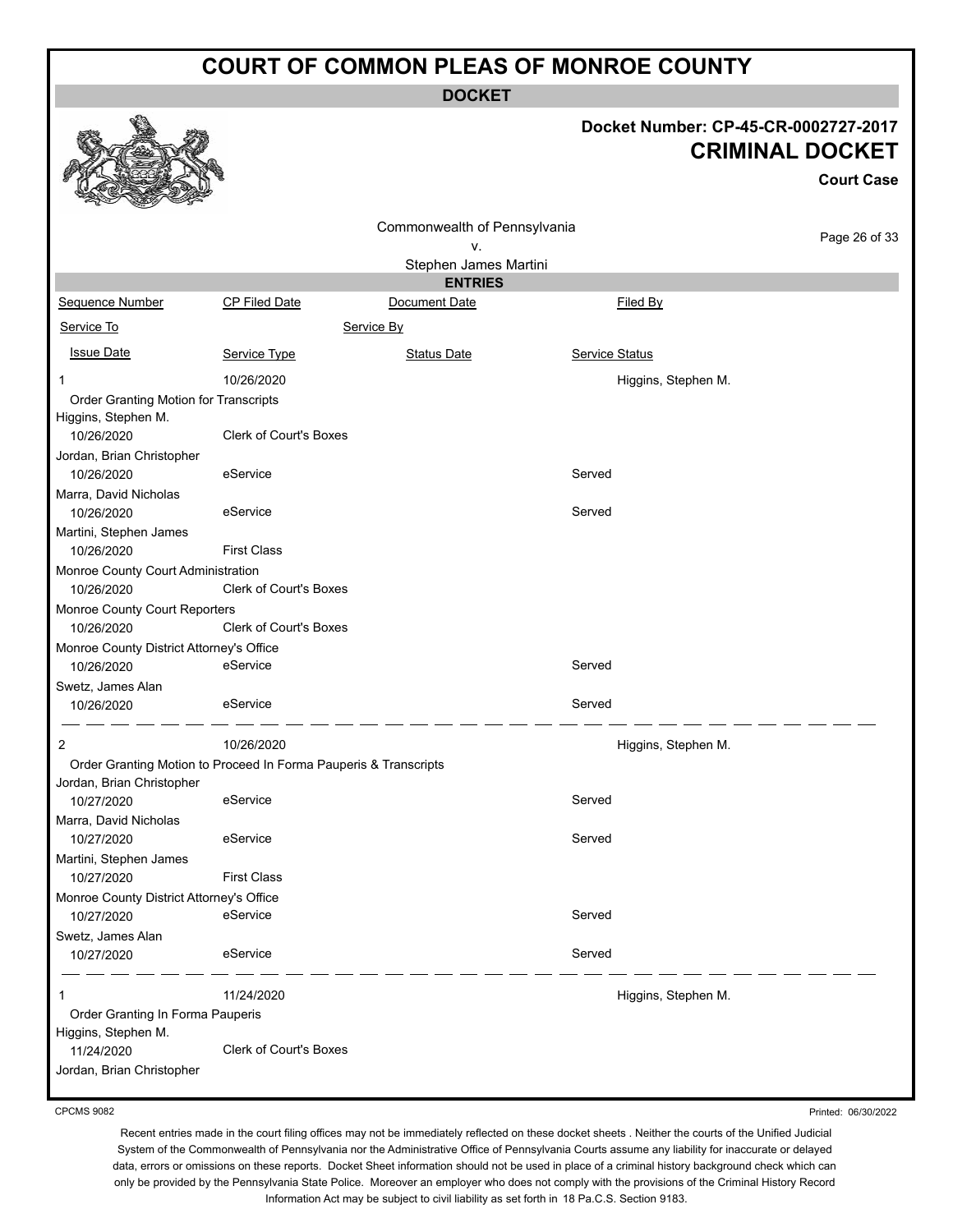# COURT OF COMMON PLEAS OF MONROE COUNTY

**DOCKET**

**Docket Number: CP-45-CR-0002727-2017**

**CRIMINAL DOCKET**

**Court Case**

Commonwealth of Pennsylvania
v.
Stephen James Martini

**ENTRIES**

| Sequence Number | CP Filed Date | Document Date | Filed By |
|---|---|---|---|
| Service To | | Service By | |
| Issue Date | Service Type | Status Date | Service Status |
| 1 | 10/26/2020 | | Higgins, Stephen M. |
| Order Granting Motion for Transcripts | | | |
| Higgins, Stephen M. | | | |
| 10/26/2020 | Clerk of Court's Boxes | | |
| Jordan, Brian Christopher | | | |
| 10/26/2020 | eService | | Served |
| Marra, David Nicholas | | | |
| 10/26/2020 | eService | | Served |
| Martini, Stephen James | | | |
| 10/26/2020 | First Class | | |
| Monroe County Court Administration | | | |
| 10/26/2020 | Clerk of Court's Boxes | | |
| Monroe County Court Reporters | | | |
| 10/26/2020 | Clerk of Court's Boxes | | |
| Monroe County District Attorney's Office | | | |
| 10/26/2020 | eService | | Served |
| Swetz, James Alan | | | |
| 10/26/2020 | eService | | Served |
| 2 | 10/26/2020 | | Higgins, Stephen M. |
| Order Granting Motion to Proceed In Forma Pauperis & Transcripts | | | |
| Jordan, Brian Christopher | | | |
| 10/27/2020 | eService | | Served |
| Marra, David Nicholas | | | |
| 10/27/2020 | eService | | Served |
| Martini, Stephen James | | | |
| 10/27/2020 | First Class | | |
| Monroe County District Attorney's Office | | | |
| 10/27/2020 | eService | | Served |
| Swetz, James Alan | | | |
| 10/27/2020 | eService | | Served |
| 1 | 11/24/2020 | | Higgins, Stephen M. |
| Order Granting In Forma Pauperis | | | |
| Higgins, Stephen M. | | | |
| 11/24/2020 | Clerk of Court's Boxes | | |
| Jordan, Brian Christopher | | | |

CPCMS 9082

Printed: 06/30/2022

Recent entries made in the court filing offices may not be immediately reflected on these docket sheets . Neither the courts of the Unified Judicial System of the Commonwealth of Pennsylvania nor the Administrative Office of Pennsylvania Courts assume any liability for inaccurate or delayed data, errors or omissions on these reports. Docket Sheet information should not be used in place of a criminal history background check which can only be provided by the Pennsylvania State Police. Moreover an employer who does not comply with the provisions of the Criminal History Record Information Act may be subject to civil liability as set forth in 18 Pa.C.S. Section 9183.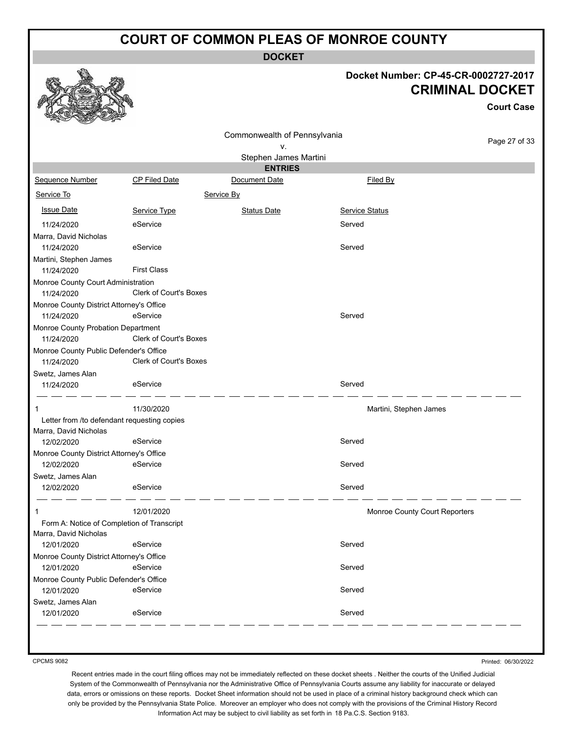# COURT OF COMMON PLEAS OF MONROE COUNTY

**DOCKET**

**Docket Number: CP-45-CR-0002727-2017**

**CRIMINAL DOCKET**

**Court Case**

Commonwealth of Pennsylvania
v.
Stephen James Martini

**ENTRIES**

| Sequence Number | CP Filed Date | Document Date | Filed By |
|---|---|---|---|
| Service To | | Service By | |
| Issue Date | Service Type | Status Date | Service Status |
| 11/24/2020 | eService | | Served |
| Marra, David Nicholas | | | |
| 11/24/2020 | eService | | Served |
| Martini, Stephen James | | | |
| 11/24/2020 | First Class | | |
| Monroe County Court Administration | | | |
| 11/24/2020 | Clerk of Court's Boxes | | |
| Monroe County District Attorney's Office | | | |
| 11/24/2020 | eService | | Served |
| Monroe County Probation Department | | | |
| 11/24/2020 | Clerk of Court's Boxes | | |
| Monroe County Public Defender's Office | | | |
| 11/24/2020 | Clerk of Court's Boxes | | |
| Swetz, James Alan | | | |
| 11/24/2020 | eService | | Served |
| 1 | 11/30/2020 | | Martini, Stephen James |
| Letter from /to defendant requesting copies | | | |
| Marra, David Nicholas | | | |
| 12/02/2020 | eService | | Served |
| Monroe County District Attorney's Office | | | |
| 12/02/2020 | eService | | Served |
| Swetz, James Alan | | | |
| 12/02/2020 | eService | | Served |
| 1 | 12/01/2020 | | Monroe County Court Reporters |
| Form A: Notice of Completion of Transcript | | | |
| Marra, David Nicholas | | | |
| 12/01/2020 | eService | | Served |
| Monroe County District Attorney's Office | | | |
| 12/01/2020 | eService | | Served |
| Monroe County Public Defender's Office | | | |
| 12/01/2020 | eService | | Served |
| Swetz, James Alan | | | |
| 12/01/2020 | eService | | Served |

CPCMS 9082

Printed: 06/30/2022

Recent entries made in the court filing offices may not be immediately reflected on these docket sheets . Neither the courts of the Unified Judicial System of the Commonwealth of Pennsylvania nor the Administrative Office of Pennsylvania Courts assume any liability for inaccurate or delayed data, errors or omissions on these reports. Docket Sheet information should not be used in place of a criminal history background check which can only be provided by the Pennsylvania State Police. Moreover an employer who does not comply with the provisions of the Criminal History Record Information Act may be subject to civil liability as set forth in 18 Pa.C.S. Section 9183.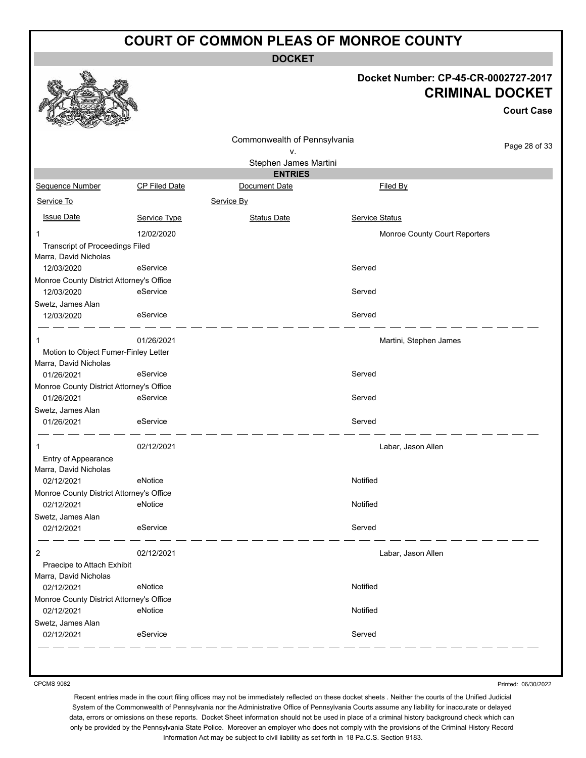# COURT OF COMMON PLEAS OF MONROE COUNTY

**DOCKET**

**Docket Number: CP-45-CR-0002727-2017**

**CRIMINAL DOCKET**

**Court Case**

Commonwealth of Pennsylvania
v.
Stephen James Martini

**ENTRIES**

| Sequence Number | CP Filed Date | Document Date | Filed By |
|---|---|---|---|
| Service To | | Service By | |
| Issue Date | Service Type | Status Date | Service Status |
| 1 | 12/02/2020 | | Monroe County Court Reporters |
| Transcript of Proceedings Filed | | | |
| Marra, David Nicholas | | | |
| 12/03/2020 | eService | | Served |
| Monroe County District Attorney's Office | | | |
| 12/03/2020 | eService | | Served |
| Swetz, James Alan | | | |
| 12/03/2020 | eService | | Served |
| 1 | 01/26/2021 | | Martini, Stephen James |
| Motion to Object Fumer-Finley Letter | | | |
| Marra, David Nicholas | | | |
| 01/26/2021 | eService | | Served |
| Monroe County District Attorney's Office | | | |
| 01/26/2021 | eService | | Served |
| Swetz, James Alan | | | |
| 01/26/2021 | eService | | Served |
| 1 | 02/12/2021 | | Labar, Jason Allen |
| Entry of Appearance | | | |
| Marra, David Nicholas | | | |
| 02/12/2021 | eNotice | | Notified |
| Monroe County District Attorney's Office | | | |
| 02/12/2021 | eNotice | | Notified |
| Swetz, James Alan | | | |
| 02/12/2021 | eService | | Served |
| 2 | 02/12/2021 | | Labar, Jason Allen |
| Praecipe to Attach Exhibit | | | |
| Marra, David Nicholas | | | |
| 02/12/2021 | eNotice | | Notified |
| Monroe County District Attorney's Office | | | |
| 02/12/2021 | eNotice | | Notified |
| Swetz, James Alan | | | |
| 02/12/2021 | eService | | Served |

CPCMS 9082

Printed: 06/30/2022

Recent entries made in the court filing offices may not be immediately reflected on these docket sheets . Neither the courts of the Unified Judicial System of the Commonwealth of Pennsylvania nor the Administrative Office of Pennsylvania Courts assume any liability for inaccurate or delayed data, errors or omissions on these reports. Docket Sheet information should not be used in place of a criminal history background check which can only be provided by the Pennsylvania State Police. Moreover an employer who does not comply with the provisions of the Criminal History Record Information Act may be subject to civil liability as set forth in 18 Pa.C.S. Section 9183.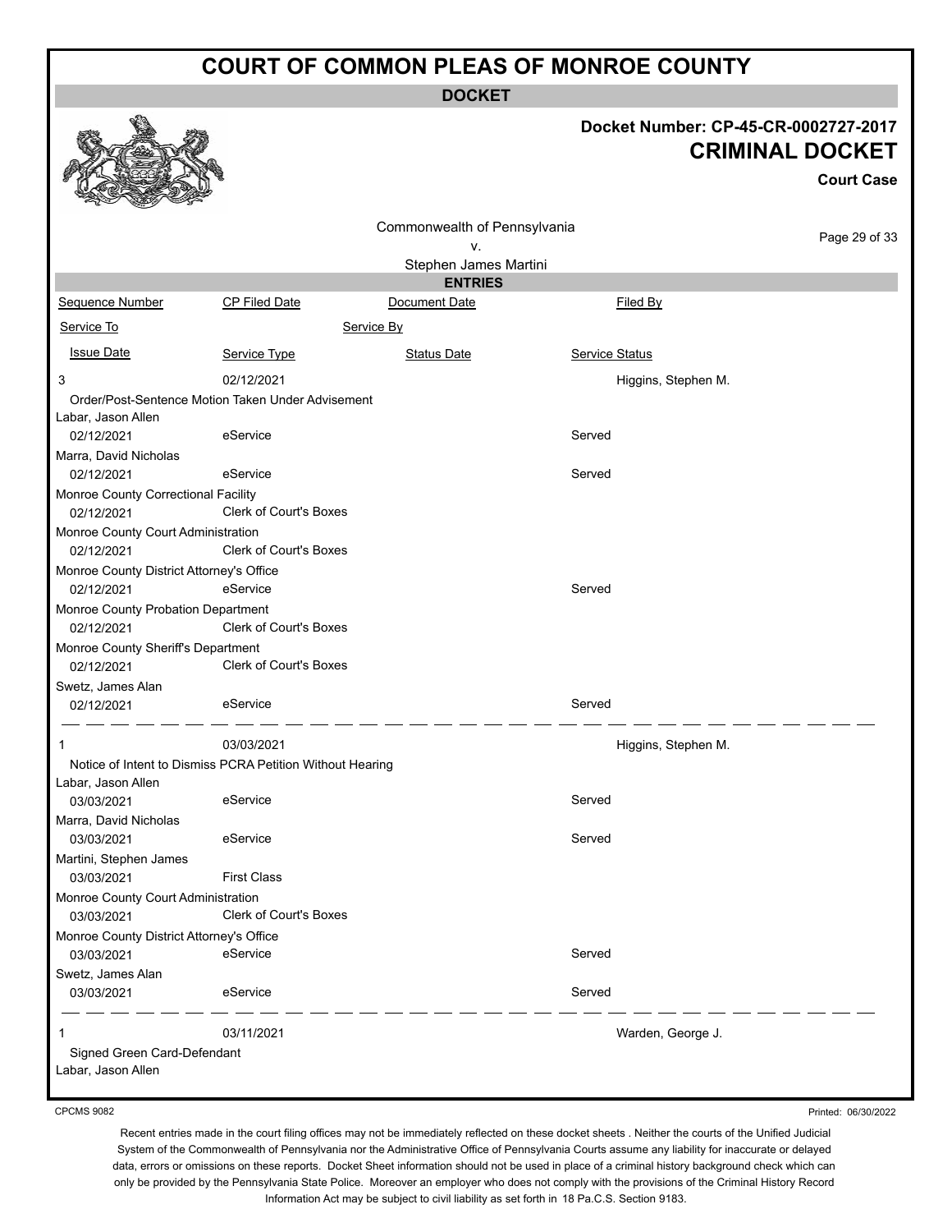# COURT OF COMMON PLEAS OF MONROE COUNTY

**DOCKET**

**Docket Number: CP-45-CR-0002727-2017**

**CRIMINAL DOCKET**

**Court Case**

Commonwealth of Pennsylvania
v.
Stephen James Martini

**ENTRIES**

| Sequence Number | CP Filed Date | Document Date | Filed By |
|---|---|---|---|
| Service To | | Service By | |
| Issue Date | Service Type | Status Date | Service Status |
| 3 | 02/12/2021 | | Higgins, Stephen M. |
| Order/Post-Sentence Motion Taken Under Advisement | | | |
| Labar, Jason Allen | | | |
| 02/12/2021 | eService | | Served |
| Marra, David Nicholas | | | |
| 02/12/2021 | eService | | Served |
| Monroe County Correctional Facility | | | |
| 02/12/2021 | Clerk of Court's Boxes | | |
| Monroe County Court Administration | | | |
| 02/12/2021 | Clerk of Court's Boxes | | |
| Monroe County District Attorney's Office | | | |
| 02/12/2021 | eService | | Served |
| Monroe County Probation Department | | | |
| 02/12/2021 | Clerk of Court's Boxes | | |
| Monroe County Sheriff's Department | | | |
| 02/12/2021 | Clerk of Court's Boxes | | |
| Swetz, James Alan | | | |
| 02/12/2021 | eService | | Served |
| 1 | 03/03/2021 | | Higgins, Stephen M. |
| Notice of Intent to Dismiss PCRA Petition Without Hearing | | | |
| Labar, Jason Allen | | | |
| 03/03/2021 | eService | | Served |
| Marra, David Nicholas | | | |
| 03/03/2021 | eService | | Served |
| Martini, Stephen James | | | |
| 03/03/2021 | First Class | | |
| Monroe County Court Administration | | | |
| 03/03/2021 | Clerk of Court's Boxes | | |
| Monroe County District Attorney's Office | | | |
| 03/03/2021 | eService | | Served |
| Swetz, James Alan | | | |
| 03/03/2021 | eService | | Served |
| 1 | 03/11/2021 | | Warden, George J. |
| Signed Green Card-Defendant | | | |
| Labar, Jason Allen | | | |

CPCMS 9082 Printed: 06/30/2022

Recent entries made in the court filing offices may not be immediately reflected on these docket sheets . Neither the courts of the Unified Judicial System of the Commonwealth of Pennsylvania nor the Administrative Office of Pennsylvania Courts assume any liability for inaccurate or delayed data, errors or omissions on these reports. Docket Sheet information should not be used in place of a criminal history background check which can only be provided by the Pennsylvania State Police. Moreover an employer who does not comply with the provisions of the Criminal History Record Information Act may be subject to civil liability as set forth in 18 Pa.C.S. Section 9183.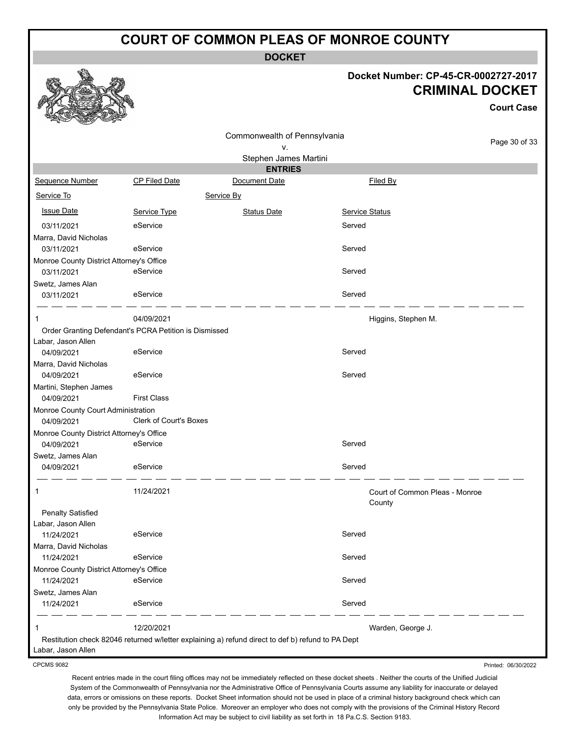# COURT OF COMMON PLEAS OF MONROE COUNTY

**DOCKET**

**Docket Number: CP-45-CR-0002727-2017**

## CRIMINAL DOCKET

**Court Case**

Commonwealth of Pennsylvania
v.
Stephen James Martini

**ENTRIES**

| Sequence Number | CP Filed Date | Document Date | Filed By |
|---|---|---|---|
| Service To | | Service By | |
| Issue Date | Service Type | Status Date | Service Status |
| 03/11/2021 | eService | | Served |
| Marra, David Nicholas | | | |
| 03/11/2021 | eService | | Served |
| Monroe County District Attorney's Office | | | |
| 03/11/2021 | eService | | Served |
| Swetz, James Alan | | | |
| 03/11/2021 | eService | | Served |
| 1 | 04/09/2021 | | Higgins, Stephen M. |
| Order Granting Defendant's PCRA Petition is Dismissed | | | |
| Labar, Jason Allen | | | |
| 04/09/2021 | eService | | Served |
| Marra, David Nicholas | | | |
| 04/09/2021 | eService | | Served |
| Martini, Stephen James | | | |
| 04/09/2021 | First Class | | |
| Monroe County Court Administration | | | |
| 04/09/2021 | Clerk of Court's Boxes | | |
| Monroe County District Attorney's Office | | | |
| 04/09/2021 | eService | | Served |
| Swetz, James Alan | | | |
| 04/09/2021 | eService | | Served |
| 1 | 11/24/2021 | | Court of Common Pleas - Monroe County |
| Penalty Satisfied | | | |
| Labar, Jason Allen | | | |
| 11/24/2021 | eService | | Served |
| Marra, David Nicholas | | | |
| 11/24/2021 | eService | | Served |
| Monroe County District Attorney's Office | | | |
| 11/24/2021 | eService | | Served |
| Swetz, James Alan | | | |
| 11/24/2021 | eService | | Served |
| 1 | 12/20/2021 | | Warden, George J. |
| Restitution check 82046 returned w/letter explaining a) refund direct to def b) refund to PA Dept | | | |
| Labar, Jason Allen | | | |

CPCMS 9082

Printed: 06/30/2022

Recent entries made in the court filing offices may not be immediately reflected on these docket sheets . Neither the courts of the Unified Judicial System of the Commonwealth of Pennsylvania nor the Administrative Office of Pennsylvania Courts assume any liability for inaccurate or delayed data, errors or omissions on these reports. Docket Sheet information should not be used in place of a criminal history background check which can only be provided by the Pennsylvania State Police. Moreover an employer who does not comply with the provisions of the Criminal History Record Information Act may be subject to civil liability as set forth in 18 Pa.C.S. Section 9183.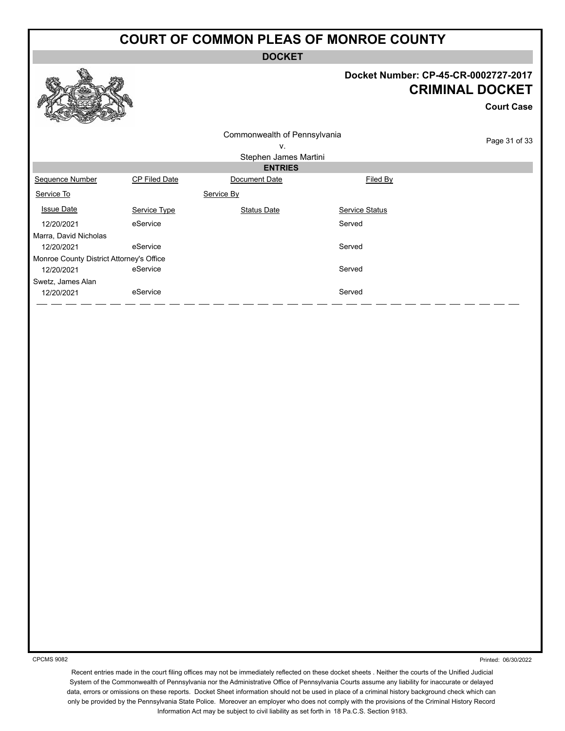# COURT OF COMMON PLEAS OF MONROE COUNTY

**DOCKET**

**Docket Number: CP-45-CR-0002727-2017**

**CRIMINAL DOCKET**

**Court Case**

Commonwealth of Pennsylvania
v.
Stephen James Martini

**ENTRIES**

| Sequence Number | CP Filed Date | Document Date | Filed By |
|---|---|---|---|
| Service To | | Service By | |
| Issue Date | Service Type | Status Date | Service Status |
| 12/20/2021 | eService | | Served |
| Marra, David Nicholas | | | |
| 12/20/2021 | eService | | Served |
| Monroe County District Attorney's Office | | | |
| 12/20/2021 | eService | | Served |
| Swetz, James Alan | | | |
| 12/20/2021 | eService | | Served |

CPCMS 9082

Printed: 06/30/2022

Recent entries made in the court filing offices may not be immediately reflected on these docket sheets . Neither the courts of the Unified Judicial System of the Commonwealth of Pennsylvania nor the Administrative Office of Pennsylvania Courts assume any liability for inaccurate or delayed data, errors or omissions on these reports. Docket Sheet information should not be used in place of a criminal history background check which can only be provided by the Pennsylvania State Police. Moreover an employer who does not comply with the provisions of the Criminal History Record Information Act may be subject to civil liability as set forth in 18 Pa.C.S. Section 9183.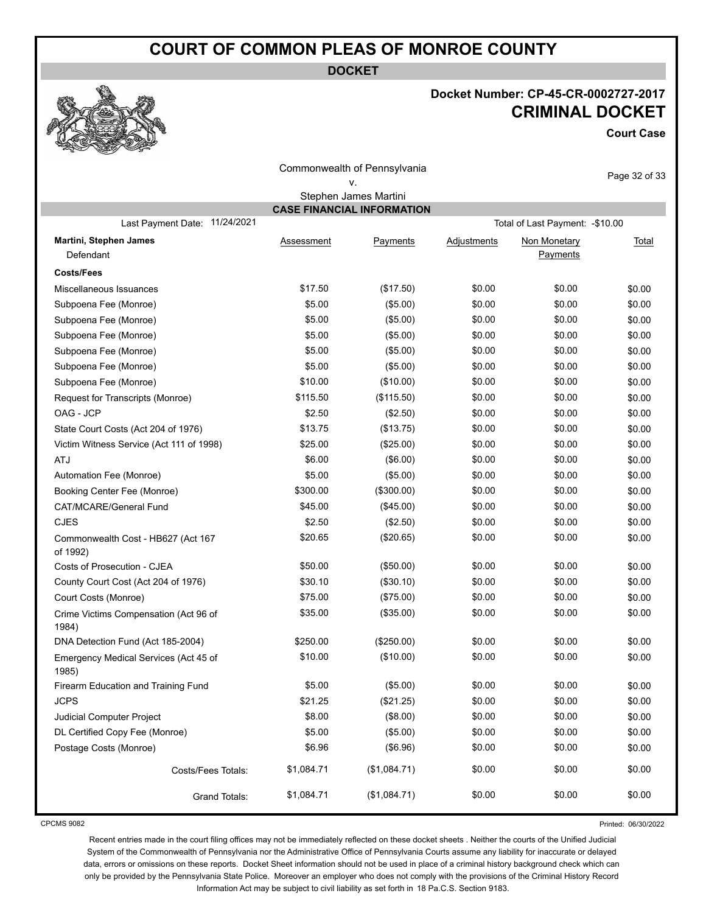# COURT OF COMMON PLEAS OF MONROE COUNTY

**DOCKET**

**Docket Number: CP-45-CR-0002727-2017**

**CRIMINAL DOCKET**

**Court Case**

Commonwealth of Pennsylvania
v.
Stephen James Martini

## CASE FINANCIAL INFORMATION

Last Payment Date: 11/24/2021 | Total of Last Payment: -$10.00

| **Martini, Stephen James** Defendant | Assessment | Payments | Adjustments | Non Monetary Payments | Total |
|---|---|---|---|---|---|
| **Costs/Fees** | | | | | |
| Miscellaneous Issuances | $17.50 | ($17.50) | $0.00 | $0.00 | $0.00 |
| Subpoena Fee (Monroe) | $5.00 | ($5.00) | $0.00 | $0.00 | $0.00 |
| Subpoena Fee (Monroe) | $5.00 | ($5.00) | $0.00 | $0.00 | $0.00 |
| Subpoena Fee (Monroe) | $5.00 | ($5.00) | $0.00 | $0.00 | $0.00 |
| Subpoena Fee (Monroe) | $5.00 | ($5.00) | $0.00 | $0.00 | $0.00 |
| Subpoena Fee (Monroe) | $5.00 | ($5.00) | $0.00 | $0.00 | $0.00 |
| Subpoena Fee (Monroe) | $10.00 | ($10.00) | $0.00 | $0.00 | $0.00 |
| Request for Transcripts (Monroe) | $115.50 | ($115.50) | $0.00 | $0.00 | $0.00 |
| OAG - JCP | $2.50 | ($2.50) | $0.00 | $0.00 | $0.00 |
| State Court Costs (Act 204 of 1976) | $13.75 | ($13.75) | $0.00 | $0.00 | $0.00 |
| Victim Witness Service (Act 111 of 1998) | $25.00 | ($25.00) | $0.00 | $0.00 | $0.00 |
| ATJ | $6.00 | ($6.00) | $0.00 | $0.00 | $0.00 |
| Automation Fee (Monroe) | $5.00 | ($5.00) | $0.00 | $0.00 | $0.00 |
| Booking Center Fee (Monroe) | $300.00 | ($300.00) | $0.00 | $0.00 | $0.00 |
| CAT/MCARE/General Fund | $45.00 | ($45.00) | $0.00 | $0.00 | $0.00 |
| CJES | $2.50 | ($2.50) | $0.00 | $0.00 | $0.00 |
| Commonwealth Cost - HB627 (Act 167 of 1992) | $20.65 | ($20.65) | $0.00 | $0.00 | $0.00 |
| Costs of Prosecution - CJEA | $50.00 | ($50.00) | $0.00 | $0.00 | $0.00 |
| County Court Cost (Act 204 of 1976) | $30.10 | ($30.10) | $0.00 | $0.00 | $0.00 |
| Court Costs (Monroe) | $75.00 | ($75.00) | $0.00 | $0.00 | $0.00 |
| Crime Victims Compensation (Act 96 of 1984) | $35.00 | ($35.00) | $0.00 | $0.00 | $0.00 |
| DNA Detection Fund (Act 185-2004) | $250.00 | ($250.00) | $0.00 | $0.00 | $0.00 |
| Emergency Medical Services (Act 45 of 1985) | $10.00 | ($10.00) | $0.00 | $0.00 | $0.00 |
| Firearm Education and Training Fund | $5.00 | ($5.00) | $0.00 | $0.00 | $0.00 |
| JCPS | $21.25 | ($21.25) | $0.00 | $0.00 | $0.00 |
| Judicial Computer Project | $8.00 | ($8.00) | $0.00 | $0.00 | $0.00 |
| DL Certified Copy Fee (Monroe) | $5.00 | ($5.00) | $0.00 | $0.00 | $0.00 |
| Postage Costs (Monroe) | $6.96 | ($6.96) | $0.00 | $0.00 | $0.00 |
| Costs/Fees Totals: | $1,084.71 | ($1,084.71) | $0.00 | $0.00 | $0.00 |
| Grand Totals: | $1,084.71 | ($1,084.71) | $0.00 | $0.00 | $0.00 |

CPCMS 9082

Printed: 06/30/2022

Recent entries made in the court filing offices may not be immediately reflected on these docket sheets . Neither the courts of the Unified Judicial System of the Commonwealth of Pennsylvania nor the Administrative Office of Pennsylvania Courts assume any liability for inaccurate or delayed data, errors or omissions on these reports. Docket Sheet information should not be used in place of a criminal history background check which can only be provided by the Pennsylvania State Police. Moreover an employer who does not comply with the provisions of the Criminal History Record Information Act may be subject to civil liability as set forth in 18 Pa.C.S. Section 9183.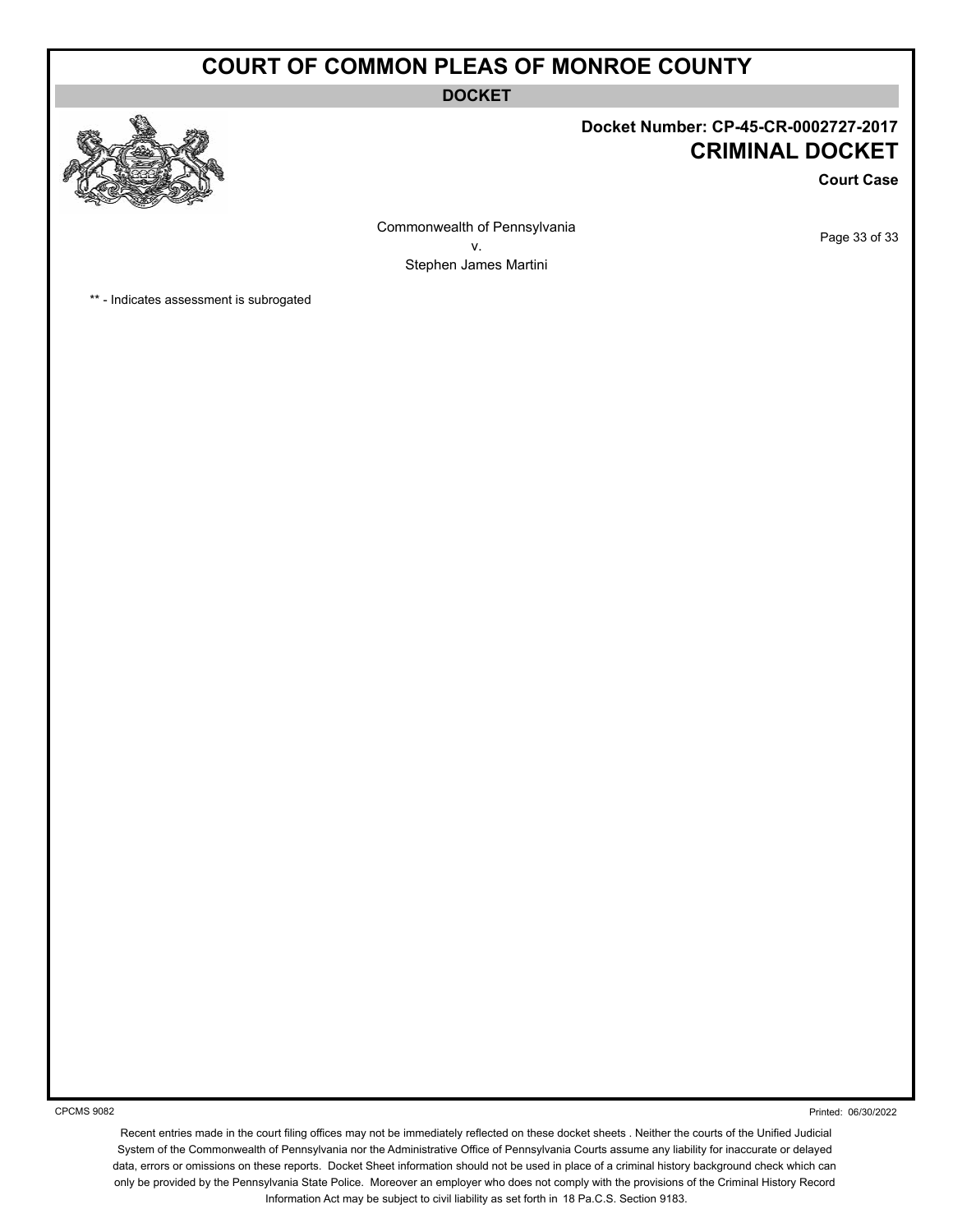** - Indicates assessment is subrogated